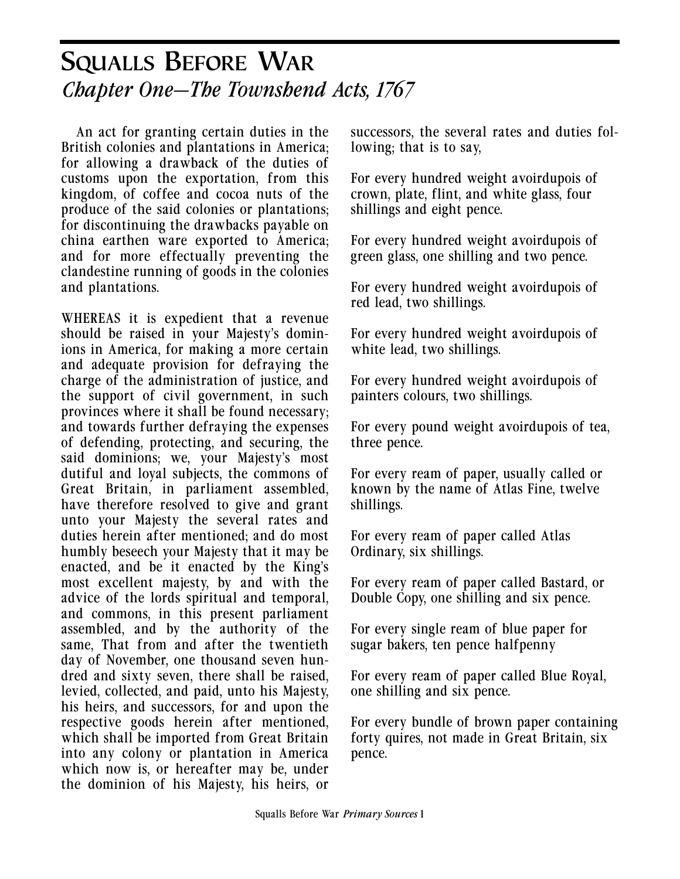# Squalls Before War

## *Chapter One—The Townshend Acts, 1767*

An act for granting certain duties in the British colonies and plantations in America; for allowing a drawback of the duties of customs upon the exportation, from this kingdom, of coffee and cocoa nuts of the produce of the said colonies or plantations; for discontinuing the drawbacks payable on china earthen ware exported to America; and for more effectually preventing the clandestine running of goods in the colonies and plantations.

WHEREAS it is expedient that a revenue should be raised in your Majesty's dominions in America, for making a more certain and adequate provision for defraying the charge of the administration of justice, and the support of civil government, in such provinces where it shall be found necessary; and towards further defraying the expenses of defending, protecting, and securing, the said dominions; we, your Majesty's most dutiful and loyal subjects, the commons of Great Britain, in parliament assembled, have therefore resolved to give and grant unto your Majesty the several rates and duties herein after mentioned; and do most humbly beseech your Majesty that it may be enacted, and be it enacted by the King's most excellent majesty, by and with the advice of the lords spiritual and temporal, and commons, in this present parliament assembled, and by the authority of the same, That from and after the twentieth day of November, one thousand seven hundred and sixty seven, there shall be raised, levied, collected, and paid, unto his Majesty, his heirs, and successors, for and upon the respective goods herein after mentioned, which shall be imported from Great Britain into any colony or plantation in America which now is, or hereafter may be, under the dominion of his Majesty, his heirs, or successors, the several rates and duties following; that is to say,

For every hundred weight avoirdupois of crown, plate, flint, and white glass, four shillings and eight pence.

For every hundred weight avoirdupois of green glass, one shilling and two pence.

For every hundred weight avoirdupois of red lead, two shillings.

For every hundred weight avoirdupois of white lead, two shillings.

For every hundred weight avoirdupois of painters colours, two shillings.

For every pound weight avoirdupois of tea, three pence.

For every ream of paper, usually called or known by the name of Atlas Fine, twelve shillings.

For every ream of paper called Atlas Ordinary, six shillings.

For every ream of paper called Bastard, or Double Copy, one shilling and six pence.

For every single ream of blue paper for sugar bakers, ten pence halfpenny

For every ream of paper called Blue Royal, one shilling and six pence.

For every bundle of brown paper containing forty quires, not made in Great Britain, six pence.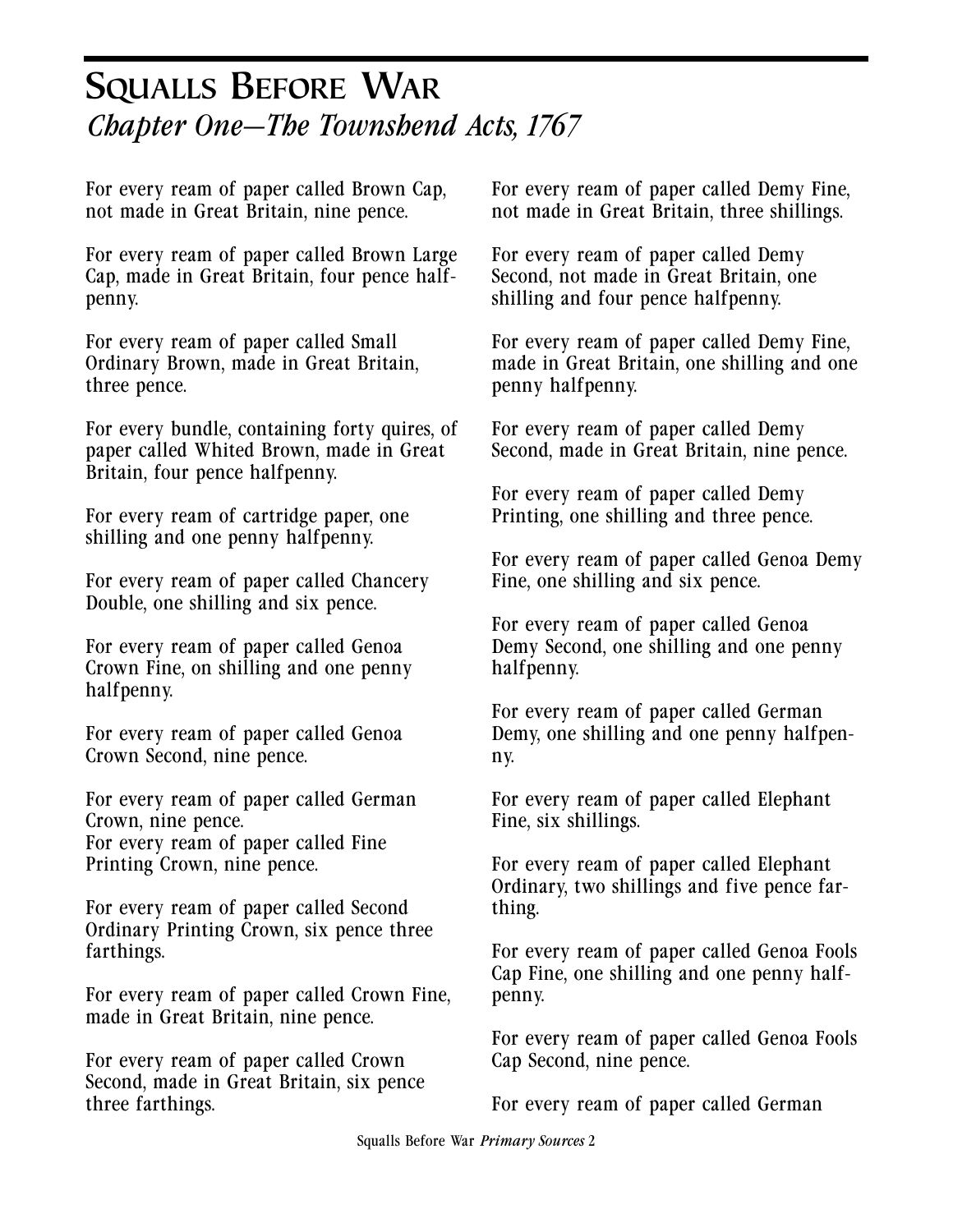# Squalls Before War

## *Chapter One—The Townshend Acts, 1767*

For every ream of paper called Brown Cap, not made in Great Britain, nine pence.

For every ream of paper called Brown Large Cap, made in Great Britain, four pence halfpenny.

For every ream of paper called Small Ordinary Brown, made in Great Britain, three pence.

For every bundle, containing forty quires, of paper called Whited Brown, made in Great Britain, four pence halfpenny.

For every ream of cartridge paper, one shilling and one penny halfpenny.

For every ream of paper called Chancery Double, one shilling and six pence.

For every ream of paper called Genoa Crown Fine, on shilling and one penny halfpenny.

For every ream of paper called Genoa Crown Second, nine pence.

For every ream of paper called German Crown, nine pence.
For every ream of paper called Fine Printing Crown, nine pence.

For every ream of paper called Second Ordinary Printing Crown, six pence three farthings.

For every ream of paper called Crown Fine, made in Great Britain, nine pence.

For every ream of paper called Crown Second, made in Great Britain, six pence three farthings.

For every ream of paper called Demy Fine, not made in Great Britain, three shillings.

For every ream of paper called Demy Second, not made in Great Britain, one shilling and four pence halfpenny.

For every ream of paper called Demy Fine, made in Great Britain, one shilling and one penny halfpenny.

For every ream of paper called Demy Second, made in Great Britain, nine pence.

For every ream of paper called Demy Printing, one shilling and three pence.

For every ream of paper called Genoa Demy Fine, one shilling and six pence.

For every ream of paper called Genoa Demy Second, one shilling and one penny halfpenny.

For every ream of paper called German Demy, one shilling and one penny halfpenny.

For every ream of paper called Elephant Fine, six shillings.

For every ream of paper called Elephant Ordinary, two shillings and five pence farthing.

For every ream of paper called Genoa Fools Cap Fine, one shilling and one penny halfpenny.

For every ream of paper called Genoa Fools Cap Second, nine pence.

For every ream of paper called German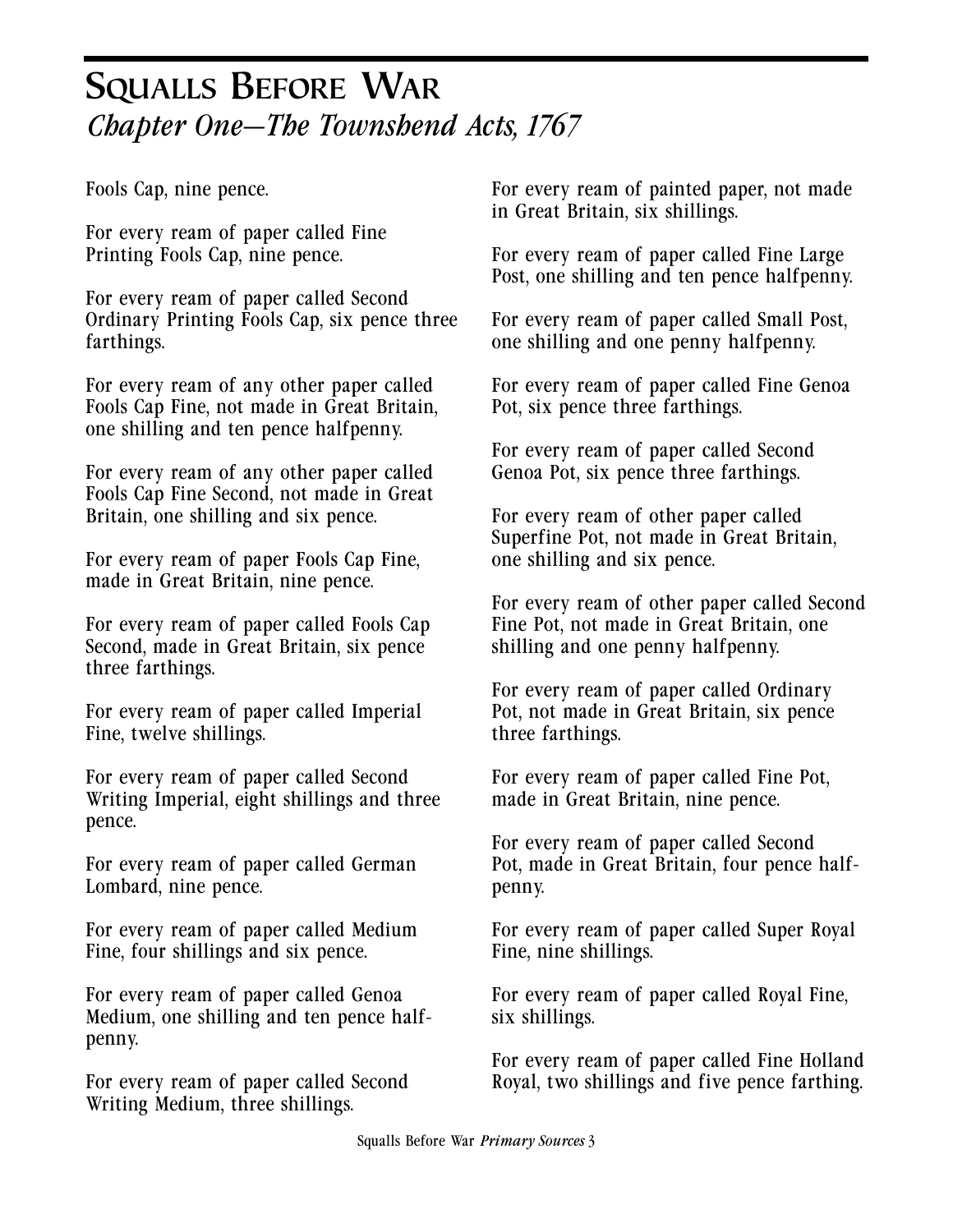Fools Cap, nine pence.

For every ream of paper called Fine Printing Fools Cap, nine pence.

For every ream of paper called Second Ordinary Printing Fools Cap, six pence three farthings.

For every ream of any other paper called Fools Cap Fine, not made in Great Britain, one shilling and ten pence halfpenny.

For every ream of any other paper called Fools Cap Fine Second, not made in Great Britain, one shilling and six pence.

For every ream of paper Fools Cap Fine, made in Great Britain, nine pence.

For every ream of paper called Fools Cap Second, made in Great Britain, six pence three farthings.

For every ream of paper called Imperial Fine, twelve shillings.

For every ream of paper called Second Writing Imperial, eight shillings and three pence.

For every ream of paper called German Lombard, nine pence.

For every ream of paper called Medium Fine, four shillings and six pence.

For every ream of paper called Genoa Medium, one shilling and ten pence halfpenny.

For every ream of paper called Second Writing Medium, three shillings.

For every ream of painted paper, not made in Great Britain, six shillings.

For every ream of paper called Fine Large Post, one shilling and ten pence halfpenny.

For every ream of paper called Small Post, one shilling and one penny halfpenny.

For every ream of paper called Fine Genoa Pot, six pence three farthings.

For every ream of paper called Second Genoa Pot, six pence three farthings.

For every ream of other paper called Superfine Pot, not made in Great Britain, one shilling and six pence.

For every ream of other paper called Second Fine Pot, not made in Great Britain, one shilling and one penny halfpenny.

For every ream of paper called Ordinary Pot, not made in Great Britain, six pence three farthings.

For every ream of paper called Fine Pot, made in Great Britain, nine pence.

For every ream of paper called Second Pot, made in Great Britain, four pence halfpenny.

For every ream of paper called Super Royal Fine, nine shillings.

For every ream of paper called Royal Fine, six shillings.

For every ream of paper called Fine Holland Royal, two shillings and five pence farthing.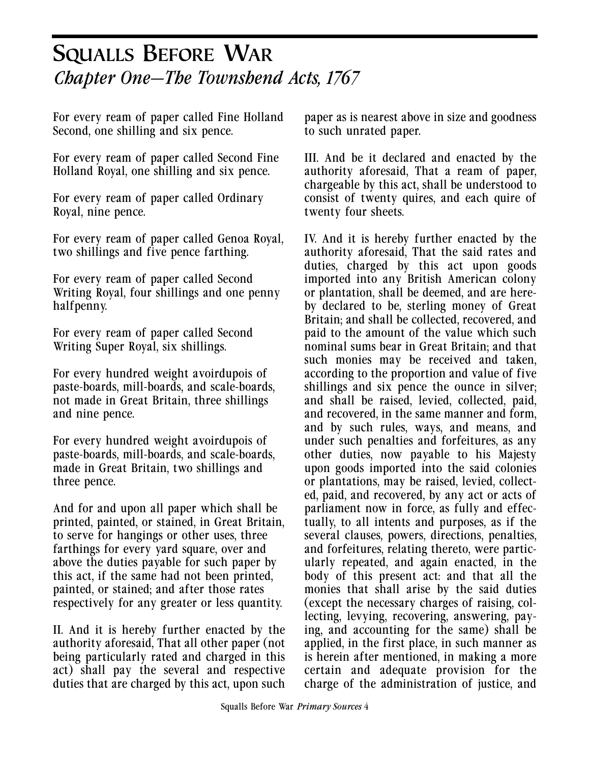# Squalls Before War

## *Chapter One—The Townshend Acts, 1767*

For every ream of paper called Fine Holland Second, one shilling and six pence.

For every ream of paper called Second Fine Holland Royal, one shilling and six pence.

For every ream of paper called Ordinary Royal, nine pence.

For every ream of paper called Genoa Royal, two shillings and five pence farthing.

For every ream of paper called Second Writing Royal, four shillings and one penny halfpenny.

For every ream of paper called Second Writing Super Royal, six shillings.

For every hundred weight avoirdupois of paste-boards, mill-boards, and scale-boards, not made in Great Britain, three shillings and nine pence.

For every hundred weight avoirdupois of paste-boards, mill-boards, and scale-boards, made in Great Britain, two shillings and three pence.

And for and upon all paper which shall be printed, painted, or stained, in Great Britain, to serve for hangings or other uses, three farthings for every yard square, over and above the duties payable for such paper by this act, if the same had not been printed, painted, or stained; and after those rates respectively for any greater or less quantity.

II. And it is hereby further enacted by the authority aforesaid, That all other paper (not being particularly rated and charged in this act) shall pay the several and respective duties that are charged by this act, upon such paper as is nearest above in size and goodness to such unrated paper.

III. And be it declared and enacted by the authority aforesaid, That a ream of paper, chargeable by this act, shall be understood to consist of twenty quires, and each quire of twenty four sheets.

IV. And it is hereby further enacted by the authority aforesaid, That the said rates and duties, charged by this act upon goods imported into any British American colony or plantation, shall be deemed, and are hereby declared to be, sterling money of Great Britain; and shall be collected, recovered, and paid to the amount of the value which such nominal sums bear in Great Britain; and that such monies may be received and taken, according to the proportion and value of five shillings and six pence the ounce in silver; and shall be raised, levied, collected, paid, and recovered, in the same manner and form, and by such rules, ways, and means, and under such penalties and forfeitures, as any other duties, now payable to his Majesty upon goods imported into the said colonies or plantations, may be raised, levied, collected, paid, and recovered, by any act or acts of parliament now in force, as fully and effectually, to all intents and purposes, as if the several clauses, powers, directions, penalties, and forfeitures, relating thereto, were particularly repeated, and again enacted, in the body of this present act: and that all the monies that shall arise by the said duties (except the necessary charges of raising, collecting, levying, recovering, answering, paying, and accounting for the same) shall be applied, in the first place, in such manner as is herein after mentioned, in making a more certain and adequate provision for the charge of the administration of justice, and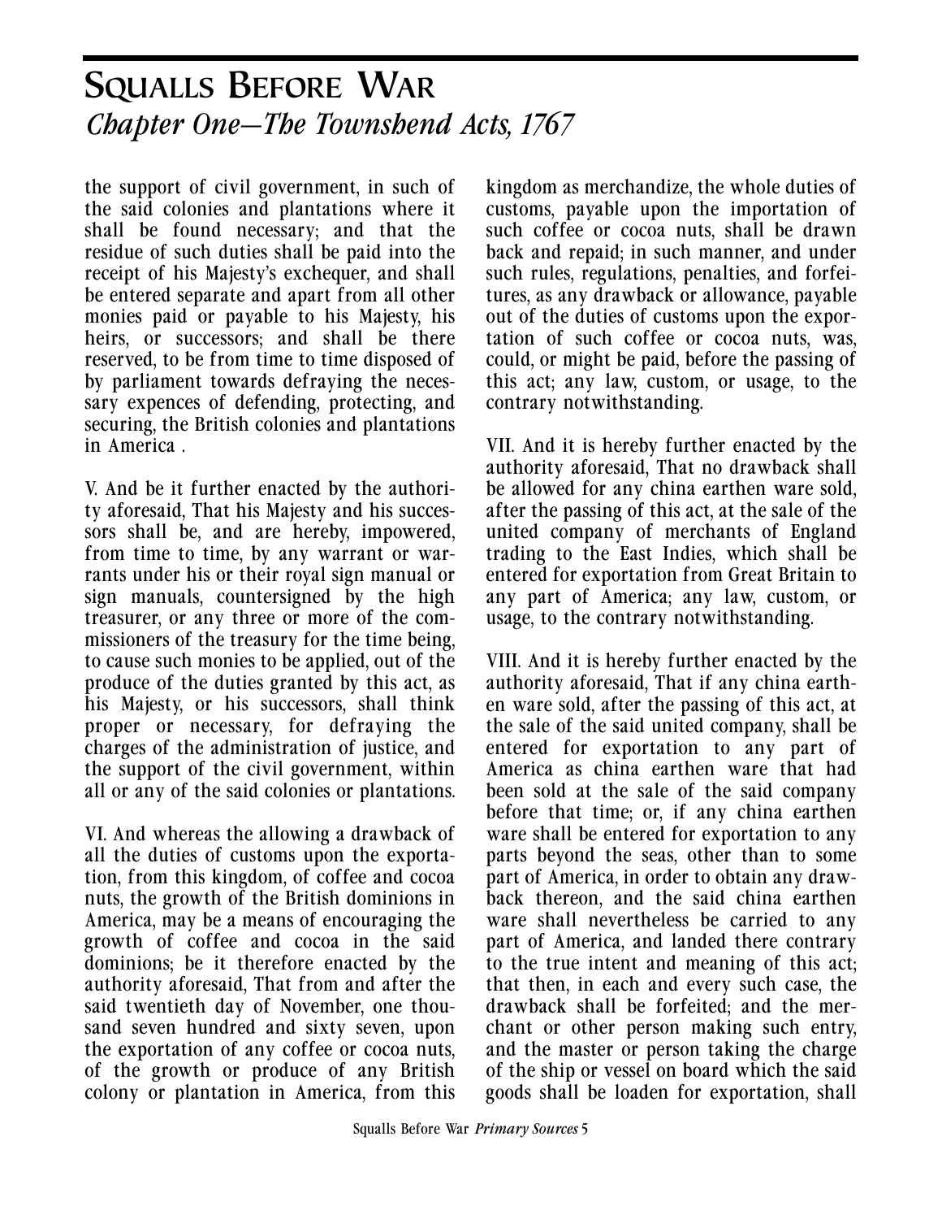the support of civil government, in such of the said colonies and plantations where it shall be found necessary; and that the residue of such duties shall be paid into the receipt of his Majesty's exchequer, and shall be entered separate and apart from all other monies paid or payable to his Majesty, his heirs, or successors; and shall be there reserved, to be from time to time disposed of by parliament towards defraying the necessary expences of defending, protecting, and securing, the British colonies and plantations in America .

V. And be it further enacted by the authority aforesaid, That his Majesty and his successors shall be, and are hereby, impowered, from time to time, by any warrant or warrants under his or their royal sign manual or sign manuals, countersigned by the high treasurer, or any three or more of the commissioners of the treasury for the time being, to cause such monies to be applied, out of the produce of the duties granted by this act, as his Majesty, or his successors, shall think proper or necessary, for defraying the charges of the administration of justice, and the support of the civil government, within all or any of the said colonies or plantations.

VI. And whereas the allowing a drawback of all the duties of customs upon the exportation, from this kingdom, of coffee and cocoa nuts, the growth of the British dominions in America, may be a means of encouraging the growth of coffee and cocoa in the said dominions; be it therefore enacted by the authority aforesaid, That from and after the said twentieth day of November, one thousand seven hundred and sixty seven, upon the exportation of any coffee or cocoa nuts, of the growth or produce of any British colony or plantation in America, from this kingdom as merchandize, the whole duties of customs, payable upon the importation of such coffee or cocoa nuts, shall be drawn back and repaid; in such manner, and under such rules, regulations, penalties, and forfeitures, as any drawback or allowance, payable out of the duties of customs upon the exportation of such coffee or cocoa nuts, was, could, or might be paid, before the passing of this act; any law, custom, or usage, to the contrary notwithstanding.

VII. And it is hereby further enacted by the authority aforesaid, That no drawback shall be allowed for any china earthen ware sold, after the passing of this act, at the sale of the united company of merchants of England trading to the East Indies, which shall be entered for exportation from Great Britain to any part of America; any law, custom, or usage, to the contrary notwithstanding.

VIII. And it is hereby further enacted by the authority aforesaid, That if any china earthen ware sold, after the passing of this act, at the sale of the said united company, shall be entered for exportation to any part of America as china earthen ware that had been sold at the sale of the said company before that time; or, if any china earthen ware shall be entered for exportation to any parts beyond the seas, other than to some part of America, in order to obtain any drawback thereon, and the said china earthen ware shall nevertheless be carried to any part of America, and landed there contrary to the true intent and meaning of this act; that then, in each and every such case, the drawback shall be forfeited; and the merchant or other person making such entry, and the master or person taking the charge of the ship or vessel on board which the said goods shall be loaden for exportation, shall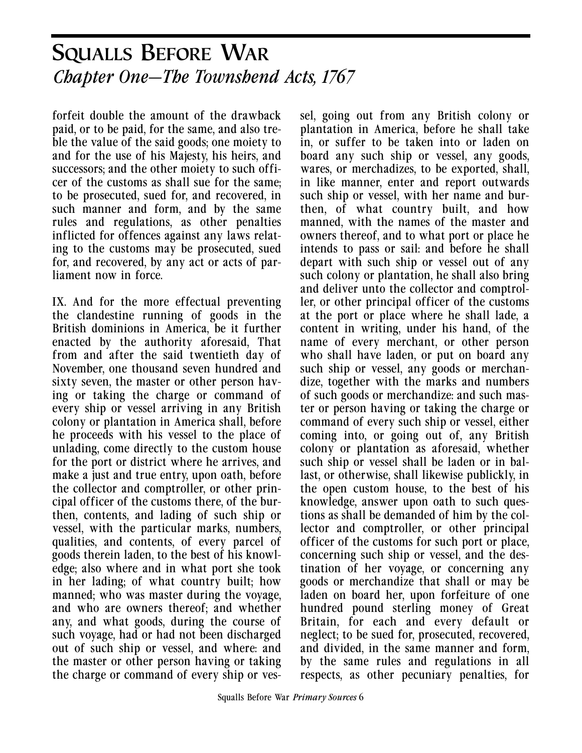forfeit double the amount of the drawback paid, or to be paid, for the same, and also treble the value of the said goods; one moiety to and for the use of his Majesty, his heirs, and successors; and the other moiety to such officer of the customs as shall sue for the same; to be prosecuted, sued for, and recovered, in such manner and form, and by the same rules and regulations, as other penalties inflicted for offences against any laws relating to the customs may be prosecuted, sued for, and recovered, by any act or acts of parliament now in force.

IX. And for the more effectual preventing the clandestine running of goods in the British dominions in America, be it further enacted by the authority aforesaid, That from and after the said twentieth day of November, one thousand seven hundred and sixty seven, the master or other person having or taking the charge or command of every ship or vessel arriving in any British colony or plantation in America shall, before he proceeds with his vessel to the place of unlading, come directly to the custom house for the port or district where he arrives, and make a just and true entry, upon oath, before the collector and comptroller, or other principal officer of the customs there, of the burthen, contents, and lading of such ship or vessel, with the particular marks, numbers, qualities, and contents, of every parcel of goods therein laden, to the best of his knowledge; also where and in what port she took in her lading; of what country built; how manned; who was master during the voyage, and who are owners thereof; and whether any, and what goods, during the course of such voyage, had or had not been discharged out of such ship or vessel, and where: and the master or other person having or taking the charge or command of every ship or vessel, going out from any British colony or plantation in America, before he shall take in, or suffer to be taken into or laden on board any such ship or vessel, any goods, wares, or merchadizes, to be exported, shall, in like manner, enter and report outwards such ship or vessel, with her name and burthen, of what country built, and how manned, with the names of the master and owners thereof, and to what port or place he intends to pass or sail: and before he shall depart with such ship or vessel out of any such colony or plantation, he shall also bring and deliver unto the collector and comptroller, or other principal officer of the customs at the port or place where he shall lade, a content in writing, under his hand, of the name of every merchant, or other person who shall have laden, or put on board any such ship or vessel, any goods or merchandize, together with the marks and numbers of such goods or merchandize: and such master or person having or taking the charge or command of every such ship or vessel, either coming into, or going out of, any British colony or plantation as aforesaid, whether such ship or vessel shall be laden or in ballast, or otherwise, shall likewise publickly, in the open custom house, to the best of his knowledge, answer upon oath to such questions as shall be demanded of him by the collector and comptroller, or other principal officer of the customs for such port or place, concerning such ship or vessel, and the destination of her voyage, or concerning any goods or merchandize that shall or may be laden on board her, upon forfeiture of one hundred pound sterling money of Great Britain, for each and every default or neglect; to be sued for, prosecuted, recovered, and divided, in the same manner and form, by the same rules and regulations in all respects, as other pecuniary penalties, for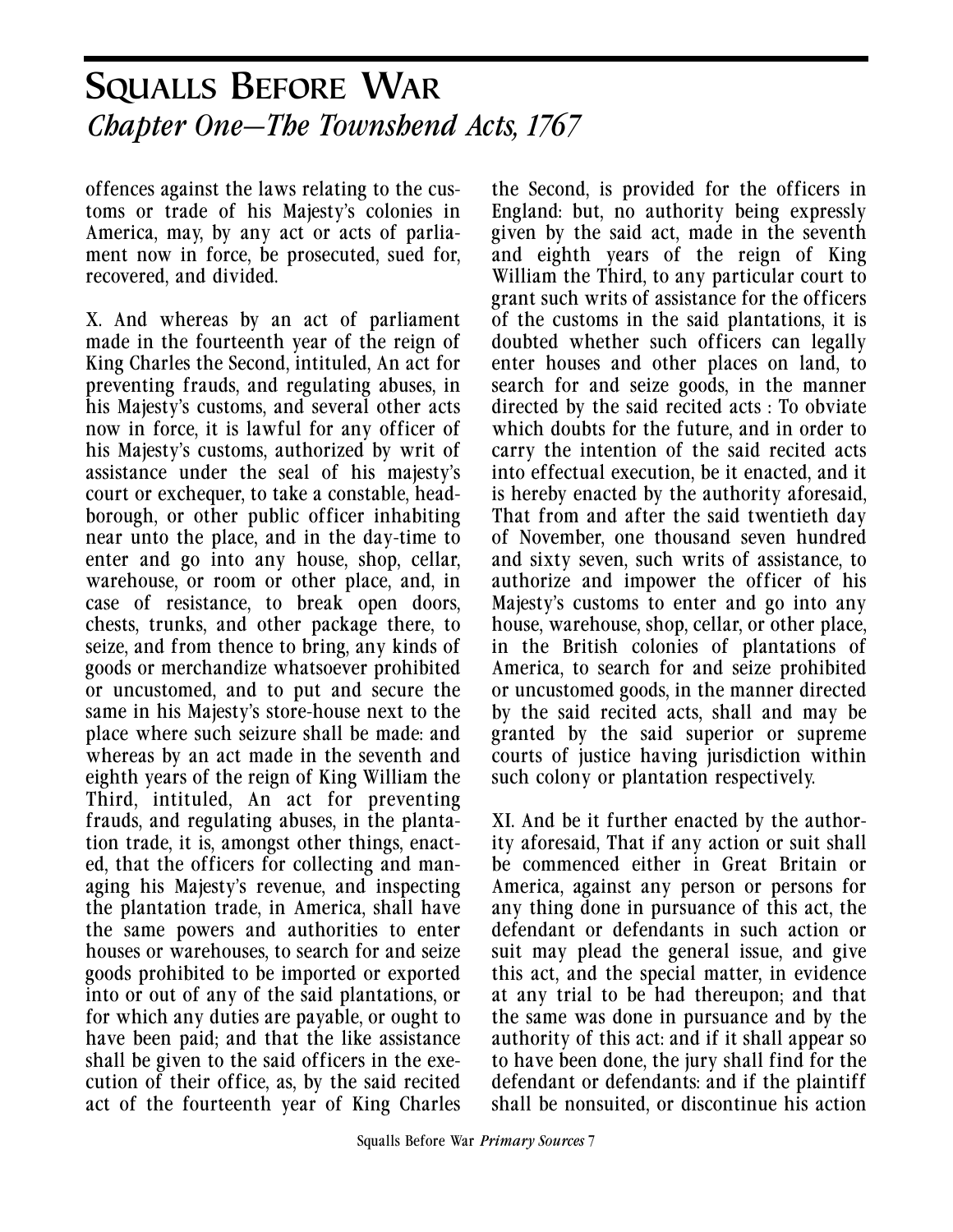offences against the laws relating to the customs or trade of his Majesty's colonies in America, may, by any act or acts of parliament now in force, be prosecuted, sued for, recovered, and divided.

X. And whereas by an act of parliament made in the fourteenth year of the reign of King Charles the Second, intituled, An act for preventing frauds, and regulating abuses, in his Majesty's customs, and several other acts now in force, it is lawful for any officer of his Majesty's customs, authorized by writ of assistance under the seal of his majesty's court or exchequer, to take a constable, headborough, or other public officer inhabiting near unto the place, and in the day-time to enter and go into any house, shop, cellar, warehouse, or room or other place, and, in case of resistance, to break open doors, chests, trunks, and other package there, to seize, and from thence to bring, any kinds of goods or merchandize whatsoever prohibited or uncustomed, and to put and secure the same in his Majesty's store-house next to the place where such seizure shall be made: and whereas by an act made in the seventh and eighth years of the reign of King William the Third, intituled, An act for preventing frauds, and regulating abuses, in the plantation trade, it is, amongst other things, enacted, that the officers for collecting and managing his Majesty's revenue, and inspecting the plantation trade, in America, shall have the same powers and authorities to enter houses or warehouses, to search for and seize goods prohibited to be imported or exported into or out of any of the said plantations, or for which any duties are payable, or ought to have been paid; and that the like assistance shall be given to the said officers in the execution of their office, as, by the said recited act of the fourteenth year of King Charles the Second, is provided for the officers in England: but, no authority being expressly given by the said act, made in the seventh and eighth years of the reign of King William the Third, to any particular court to grant such writs of assistance for the officers of the customs in the said plantations, it is doubted whether such officers can legally enter houses and other places on land, to search for and seize goods, in the manner directed by the said recited acts : To obviate which doubts for the future, and in order to carry the intention of the said recited acts into effectual execution, be it enacted, and it is hereby enacted by the authority aforesaid, That from and after the said twentieth day of November, one thousand seven hundred and sixty seven, such writs of assistance, to authorize and impower the officer of his Majesty's customs to enter and go into any house, warehouse, shop, cellar, or other place, in the British colonies of plantations of America, to search for and seize prohibited or uncustomed goods, in the manner directed by the said recited acts, shall and may be granted by the said superior or supreme courts of justice having jurisdiction within such colony or plantation respectively.

XI. And be it further enacted by the authority aforesaid, That if any action or suit shall be commenced either in Great Britain or America, against any person or persons for any thing done in pursuance of this act, the defendant or defendants in such action or suit may plead the general issue, and give this act, and the special matter, in evidence at any trial to be had thereupon; and that the same was done in pursuance and by the authority of this act: and if it shall appear so to have been done, the jury shall find for the defendant or defendants: and if the plaintiff shall be nonsuited, or discontinue his action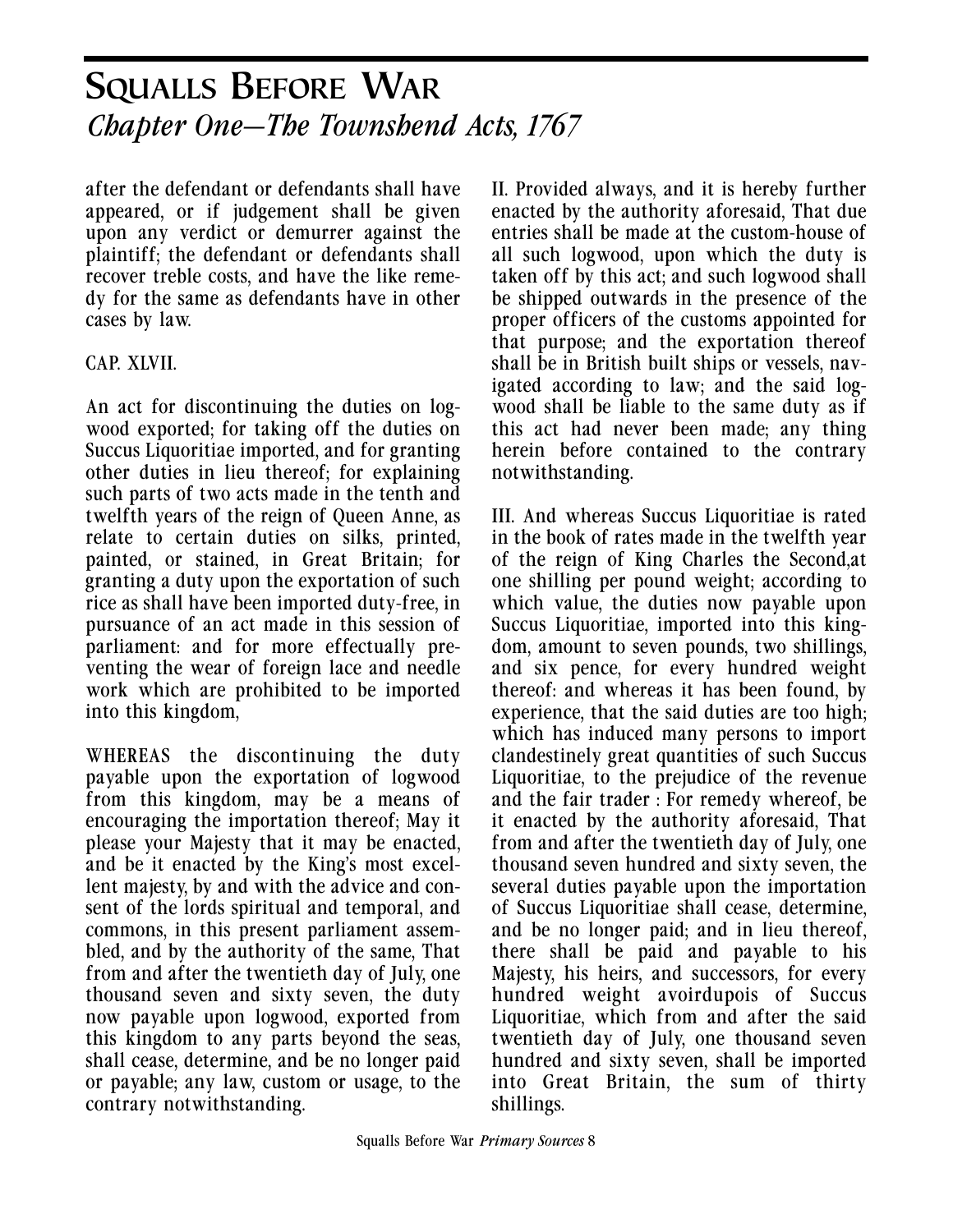after the defendant or defendants shall have appeared, or if judgement shall be given upon any verdict or demurrer against the plaintiff; the defendant or defendants shall recover treble costs, and have the like remedy for the same as defendants have in other cases by law.

CAP. XLVII.

An act for discontinuing the duties on logwood exported; for taking off the duties on Succus Liquoritiae imported, and for granting other duties in lieu thereof; for explaining such parts of two acts made in the tenth and twelfth years of the reign of Queen Anne, as relate to certain duties on silks, printed, painted, or stained, in Great Britain; for granting a duty upon the exportation of such rice as shall have been imported duty-free, in pursuance of an act made in this session of parliament: and for more effectually preventing the wear of foreign lace and needle work which are prohibited to be imported into this kingdom,

WHEREAS the discontinuing the duty payable upon the exportation of logwood from this kingdom, may be a means of encouraging the importation thereof; May it please your Majesty that it may be enacted, and be it enacted by the King's most excellent majesty, by and with the advice and consent of the lords spiritual and temporal, and commons, in this present parliament assembled, and by the authority of the same, That from and after the twentieth day of July, one thousand seven and sixty seven, the duty now payable upon logwood, exported from this kingdom to any parts beyond the seas, shall cease, determine, and be no longer paid or payable; any law, custom or usage, to the contrary notwithstanding.

II. Provided always, and it is hereby further enacted by the authority aforesaid, That due entries shall be made at the custom-house of all such logwood, upon which the duty is taken off by this act; and such logwood shall be shipped outwards in the presence of the proper officers of the customs appointed for that purpose; and the exportation thereof shall be in British built ships or vessels, navigated according to law; and the said logwood shall be liable to the same duty as if this act had never been made; any thing herein before contained to the contrary notwithstanding.

III. And whereas Succus Liquoritiae is rated in the book of rates made in the twelfth year of the reign of King Charles the Second,at one shilling per pound weight; according to which value, the duties now payable upon Succus Liquoritiae, imported into this kingdom, amount to seven pounds, two shillings, and six pence, for every hundred weight thereof: and whereas it has been found, by experience, that the said duties are too high; which has induced many persons to import clandestinely great quantities of such Succus Liquoritiae, to the prejudice of the revenue and the fair trader : For remedy whereof, be it enacted by the authority aforesaid, That from and after the twentieth day of July, one thousand seven hundred and sixty seven, the several duties payable upon the importation of Succus Liquoritiae shall cease, determine, and be no longer paid; and in lieu thereof, there shall be paid and payable to his Majesty, his heirs, and successors, for every hundred weight avoirdupois of Succus Liquoritiae, which from and after the said twentieth day of July, one thousand seven hundred and sixty seven, shall be imported into Great Britain, the sum of thirty shillings.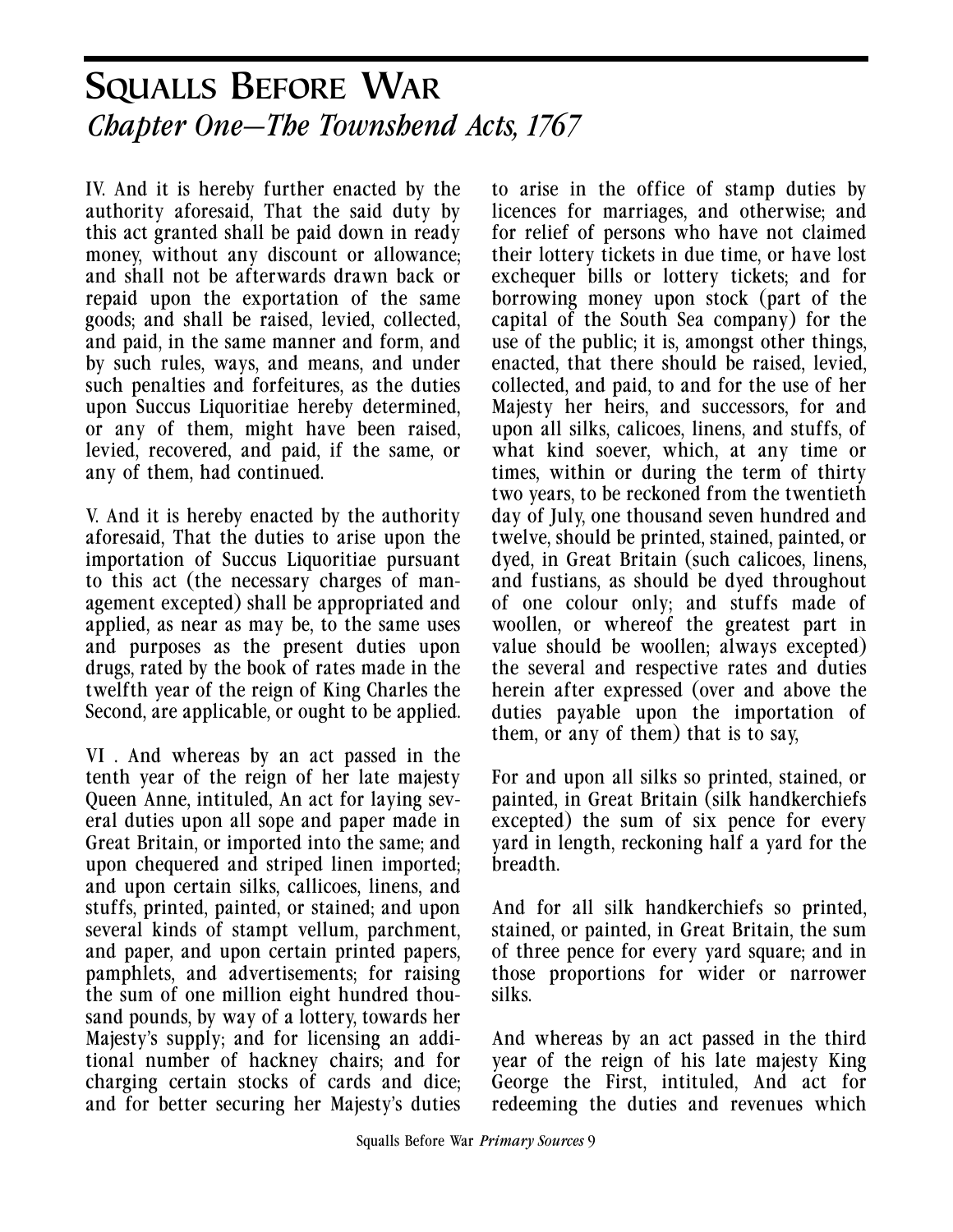IV. And it is hereby further enacted by the authority aforesaid, That the said duty by this act granted shall be paid down in ready money, without any discount or allowance; and shall not be afterwards drawn back or repaid upon the exportation of the same goods; and shall be raised, levied, collected, and paid, in the same manner and form, and by such rules, ways, and means, and under such penalties and forfeitures, as the duties upon Succus Liquoritiae hereby determined, or any of them, might have been raised, levied, recovered, and paid, if the same, or any of them, had continued.

V. And it is hereby enacted by the authority aforesaid, That the duties to arise upon the importation of Succus Liquoritiae pursuant to this act (the necessary charges of management excepted) shall be appropriated and applied, as near as may be, to the same uses and purposes as the present duties upon drugs, rated by the book of rates made in the twelfth year of the reign of King Charles the Second, are applicable, or ought to be applied.

VI . And whereas by an act passed in the tenth year of the reign of her late majesty Queen Anne, intituled, An act for laying several duties upon all sope and paper made in Great Britain, or imported into the same; and upon chequered and striped linen imported; and upon certain silks, callicoes, linens, and stuffs, printed, painted, or stained; and upon several kinds of stampt vellum, parchment, and paper, and upon certain printed papers, pamphlets, and advertisements; for raising the sum of one million eight hundred thousand pounds, by way of a lottery, towards her Majesty's supply; and for licensing an additional number of hackney chairs; and for charging certain stocks of cards and dice; and for better securing her Majesty's duties to arise in the office of stamp duties by licences for marriages, and otherwise; and for relief of persons who have not claimed their lottery tickets in due time, or have lost exchequer bills or lottery tickets; and for borrowing money upon stock (part of the capital of the South Sea company) for the use of the public; it is, amongst other things, enacted, that there should be raised, levied, collected, and paid, to and for the use of her Majesty her heirs, and successors, for and upon all silks, calicoes, linens, and stuffs, of what kind soever, which, at any time or times, within or during the term of thirty two years, to be reckoned from the twentieth day of July, one thousand seven hundred and twelve, should be printed, stained, painted, or dyed, in Great Britain (such calicoes, linens, and fustians, as should be dyed throughout of one colour only; and stuffs made of woollen, or whereof the greatest part in value should be woollen; always excepted) the several and respective rates and duties herein after expressed (over and above the duties payable upon the importation of them, or any of them) that is to say,

For and upon all silks so printed, stained, or painted, in Great Britain (silk handkerchiefs excepted) the sum of six pence for every yard in length, reckoning half a yard for the breadth.

And for all silk handkerchiefs so printed, stained, or painted, in Great Britain, the sum of three pence for every yard square; and in those proportions for wider or narrower silks.

And whereas by an act passed in the third year of the reign of his late majesty King George the First, intituled, And act for redeeming the duties and revenues which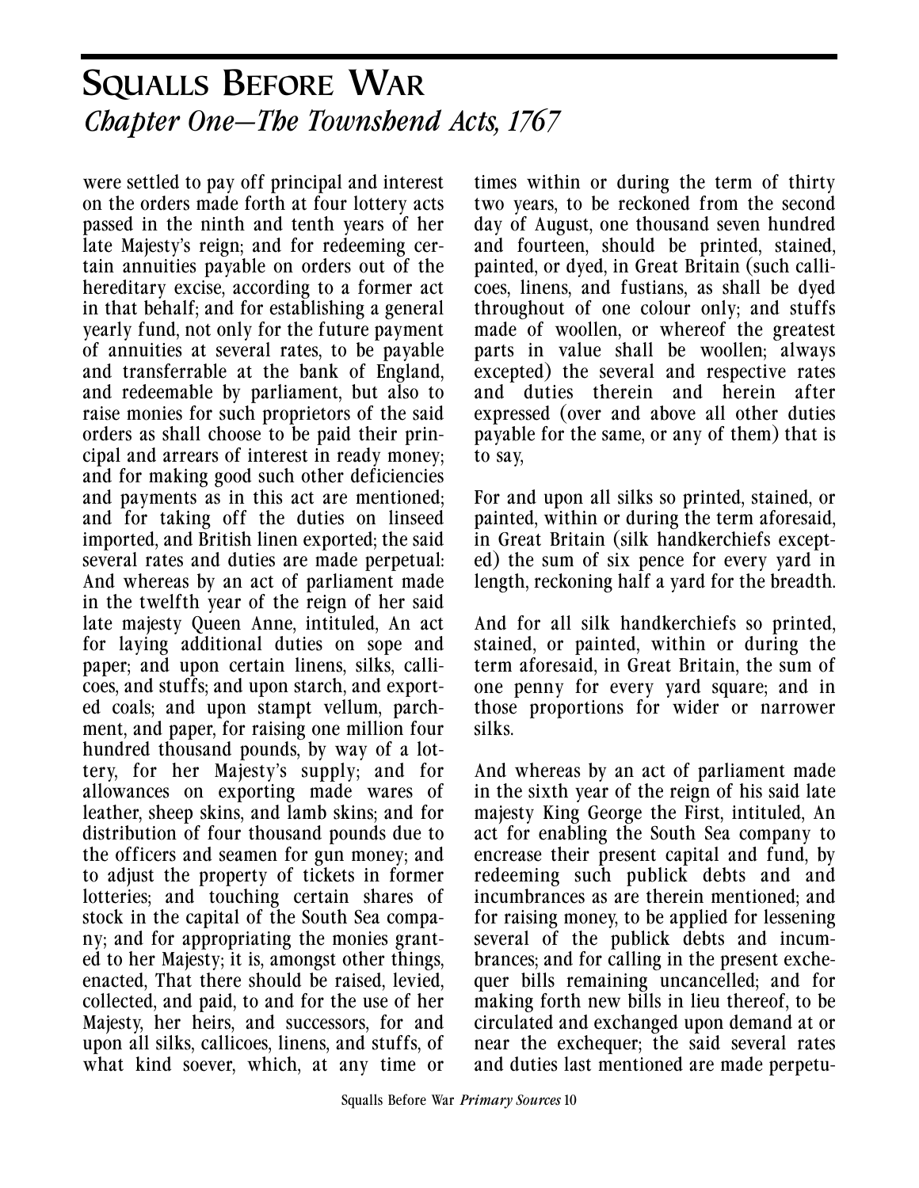were settled to pay off principal and interest on the orders made forth at four lottery acts passed in the ninth and tenth years of her late Majesty's reign; and for redeeming certain annuities payable on orders out of the hereditary excise, according to a former act in that behalf; and for establishing a general yearly fund, not only for the future payment of annuities at several rates, to be payable and transferrable at the bank of England, and redeemable by parliament, but also to raise monies for such proprietors of the said orders as shall choose to be paid their principal and arrears of interest in ready money; and for making good such other deficiencies and payments as in this act are mentioned; and for taking off the duties on linseed imported, and British linen exported; the said several rates and duties are made perpetual: And whereas by an act of parliament made in the twelfth year of the reign of her said late majesty Queen Anne, intituled, An act for laying additional duties on sope and paper; and upon certain linens, silks, callicoes, and stuffs; and upon starch, and exported coals; and upon stampt vellum, parchment, and paper, for raising one million four hundred thousand pounds, by way of a lottery, for her Majesty's supply; and for allowances on exporting made wares of leather, sheep skins, and lamb skins; and for distribution of four thousand pounds due to the officers and seamen for gun money; and to adjust the property of tickets in former lotteries; and touching certain shares of stock in the capital of the South Sea company; and for appropriating the monies granted to her Majesty; it is, amongst other things, enacted, That there should be raised, levied, collected, and paid, to and for the use of her Majesty, her heirs, and successors, for and upon all silks, callicoes, linens, and stuffs, of what kind soever, which, at any time or times within or during the term of thirty two years, to be reckoned from the second day of August, one thousand seven hundred and fourteen, should be printed, stained, painted, or dyed, in Great Britain (such callicoes, linens, and fustians, as shall be dyed throughout of one colour only; and stuffs made of woollen, or whereof the greatest parts in value shall be woollen; always excepted) the several and respective rates and duties therein and herein after expressed (over and above all other duties payable for the same, or any of them) that is to say,

For and upon all silks so printed, stained, or painted, within or during the term aforesaid, in Great Britain (silk handkerchiefs excepted) the sum of six pence for every yard in length, reckoning half a yard for the breadth.

And for all silk handkerchiefs so printed, stained, or painted, within or during the term aforesaid, in Great Britain, the sum of one penny for every yard square; and in those proportions for wider or narrower silks.

And whereas by an act of parliament made in the sixth year of the reign of his said late majesty King George the First, intituled, An act for enabling the South Sea company to encrease their present capital and fund, by redeeming such publick debts and and incumbrances as are therein mentioned; and for raising money, to be applied for lessening several of the publick debts and incumbrances; and for calling in the present exchequer bills remaining uncancelled; and for making forth new bills in lieu thereof, to be circulated and exchanged upon demand at or near the exchequer; the said several rates and duties last mentioned are made perpetu-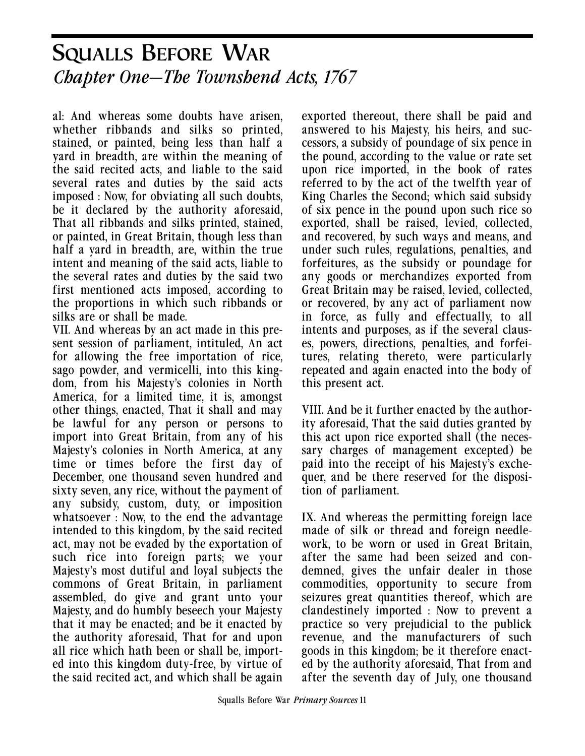al: And whereas some doubts have arisen, whether ribbands and silks so printed, stained, or painted, being less than half a yard in breadth, are within the meaning of the said recited acts, and liable to the said several rates and duties by the said acts imposed : Now, for obviating all such doubts, be it declared by the authority aforesaid, That all ribbands and silks printed, stained, or painted, in Great Britain, though less than half a yard in breadth, are, within the true intent and meaning of the said acts, liable to the several rates and duties by the said two first mentioned acts imposed, according to the proportions in which such ribbands or silks are or shall be made.

VII. And whereas by an act made in this present session of parliament, intituled, An act for allowing the free importation of rice, sago powder, and vermicelli, into this kingdom, from his Majesty's colonies in North America, for a limited time, it is, amongst other things, enacted, That it shall and may be lawful for any person or persons to import into Great Britain, from any of his Majesty's colonies in North America, at any time or times before the first day of December, one thousand seven hundred and sixty seven, any rice, without the payment of any subsidy, custom, duty, or imposition whatsoever : Now, to the end the advantage intended to this kingdom, by the said recited act, may not be evaded by the exportation of such rice into foreign parts; we your Majesty's most dutiful and loyal subjects the commons of Great Britain, in parliament assembled, do give and grant unto your Majesty, and do humbly beseech your Majesty that it may be enacted; and be it enacted by the authority aforesaid, That for and upon all rice which hath been or shall be, imported into this kingdom duty-free, by virtue of the said recited act, and which shall be again exported thereout, there shall be paid and answered to his Majesty, his heirs, and successors, a subsidy of poundage of six pence in the pound, according to the value or rate set upon rice imported, in the book of rates referred to by the act of the twelfth year of King Charles the Second; which said subsidy of six pence in the pound upon such rice so exported, shall be raised, levied, collected, and recovered, by such ways and means, and under such rules, regulations, penalties, and forfeitures, as the subsidy or poundage for any goods or merchandizes exported from Great Britain may be raised, levied, collected, or recovered, by any act of parliament now in force, as fully and effectually, to all intents and purposes, as if the several clauses, powers, directions, penalties, and forfeitures, relating thereto, were particularly repeated and again enacted into the body of this present act.

VIII. And be it further enacted by the authority aforesaid, That the said duties granted by this act upon rice exported shall (the necessary charges of management excepted) be paid into the receipt of his Majesty's exchequer, and be there reserved for the disposition of parliament.

IX. And whereas the permitting foreign lace made of silk or thread and foreign needlework, to be worn or used in Great Britain, after the same had been seized and condemned, gives the unfair dealer in those commodities, opportunity to secure from seizures great quantities thereof, which are clandestinely imported : Now to prevent a practice so very prejudicial to the publick revenue, and the manufacturers of such goods in this kingdom; be it therefore enacted by the authority aforesaid, That from and after the seventh day of July, one thousand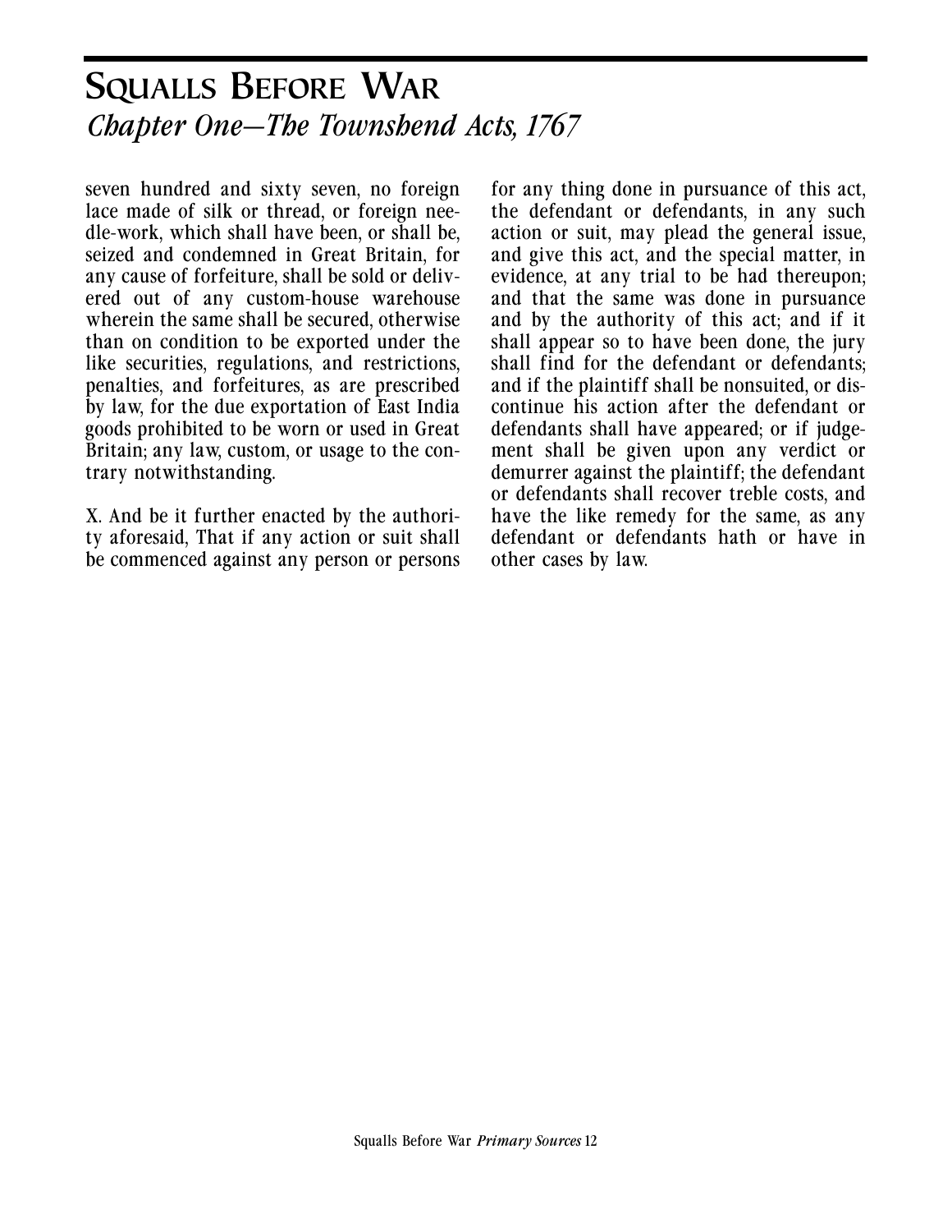seven hundred and sixty seven, no foreign lace made of silk or thread, or foreign needle-work, which shall have been, or shall be, seized and condemned in Great Britain, for any cause of forfeiture, shall be sold or delivered out of any custom-house warehouse wherein the same shall be secured, otherwise than on condition to be exported under the like securities, regulations, and restrictions, penalties, and forfeitures, as are prescribed by law, for the due exportation of East India goods prohibited to be worn or used in Great Britain; any law, custom, or usage to the contrary notwithstanding.

X. And be it further enacted by the authority aforesaid, That if any action or suit shall be commenced against any person or persons for any thing done in pursuance of this act, the defendant or defendants, in any such action or suit, may plead the general issue, and give this act, and the special matter, in evidence, at any trial to be had thereupon; and that the same was done in pursuance and by the authority of this act; and if it shall appear so to have been done, the jury shall find for the defendant or defendants; and if the plaintiff shall be nonsuited, or discontinue his action after the defendant or defendants shall have appeared; or if judgement shall be given upon any verdict or demurrer against the plaintiff; the defendant or defendants shall recover treble costs, and have the like remedy for the same, as any defendant or defendants hath or have in other cases by law.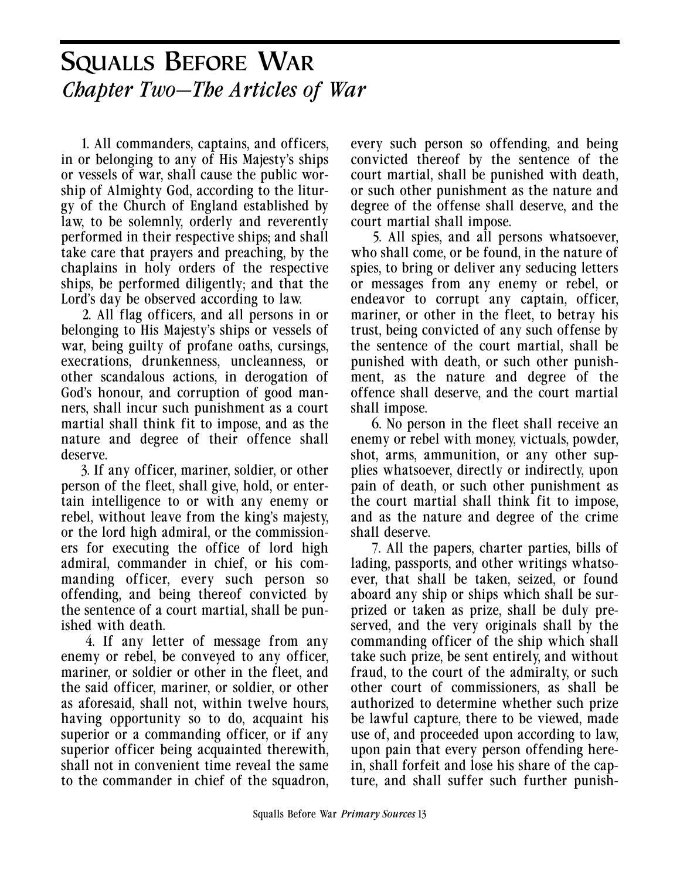# Squalls Before War

## *Chapter Two—The Articles of War*

1. All commanders, captains, and officers, in or belonging to any of His Majesty's ships or vessels of war, shall cause the public worship of Almighty God, according to the liturgy of the Church of England established by law, to be solemnly, orderly and reverently performed in their respective ships; and shall take care that prayers and preaching, by the chaplains in holy orders of the respective ships, be performed diligently; and that the Lord's day be observed according to law.

2. All flag officers, and all persons in or belonging to His Majesty's ships or vessels of war, being guilty of profane oaths, cursings, execrations, drunkenness, uncleanness, or other scandalous actions, in derogation of God's honour, and corruption of good manners, shall incur such punishment as a court martial shall think fit to impose, and as the nature and degree of their offence shall deserve.

3. If any officer, mariner, soldier, or other person of the fleet, shall give, hold, or entertain intelligence to or with any enemy or rebel, without leave from the king's majesty, or the lord high admiral, or the commissioners for executing the office of lord high admiral, commander in chief, or his commanding officer, every such person so offending, and being thereof convicted by the sentence of a court martial, shall be punished with death.

4. If any letter of message from any enemy or rebel, be conveyed to any officer, mariner, or soldier or other in the fleet, and the said officer, mariner, or soldier, or other as aforesaid, shall not, within twelve hours, having opportunity so to do, acquaint his superior or a commanding officer, or if any superior officer being acquainted therewith, shall not in convenient time reveal the same to the commander in chief of the squadron, every such person so offending, and being convicted thereof by the sentence of the court martial, shall be punished with death, or such other punishment as the nature and degree of the offense shall deserve, and the court martial shall impose.

5. All spies, and all persons whatsoever, who shall come, or be found, in the nature of spies, to bring or deliver any seducing letters or messages from any enemy or rebel, or endeavor to corrupt any captain, officer, mariner, or other in the fleet, to betray his trust, being convicted of any such offense by the sentence of the court martial, shall be punished with death, or such other punishment, as the nature and degree of the offence shall deserve, and the court martial shall impose.

6. No person in the fleet shall receive an enemy or rebel with money, victuals, powder, shot, arms, ammunition, or any other supplies whatsoever, directly or indirectly, upon pain of death, or such other punishment as the court martial shall think fit to impose, and as the nature and degree of the crime shall deserve.

7. All the papers, charter parties, bills of lading, passports, and other writings whatsoever, that shall be taken, seized, or found aboard any ship or ships which shall be surprized or taken as prize, shall be duly preserved, and the very originals shall by the commanding officer of the ship which shall take such prize, be sent entirely, and without fraud, to the court of the admiralty, or such other court of commissioners, as shall be authorized to determine whether such prize be lawful capture, there to be viewed, made use of, and proceeded upon according to law, upon pain that every person offending herein, shall forfeit and lose his share of the capture, and shall suffer such further punish-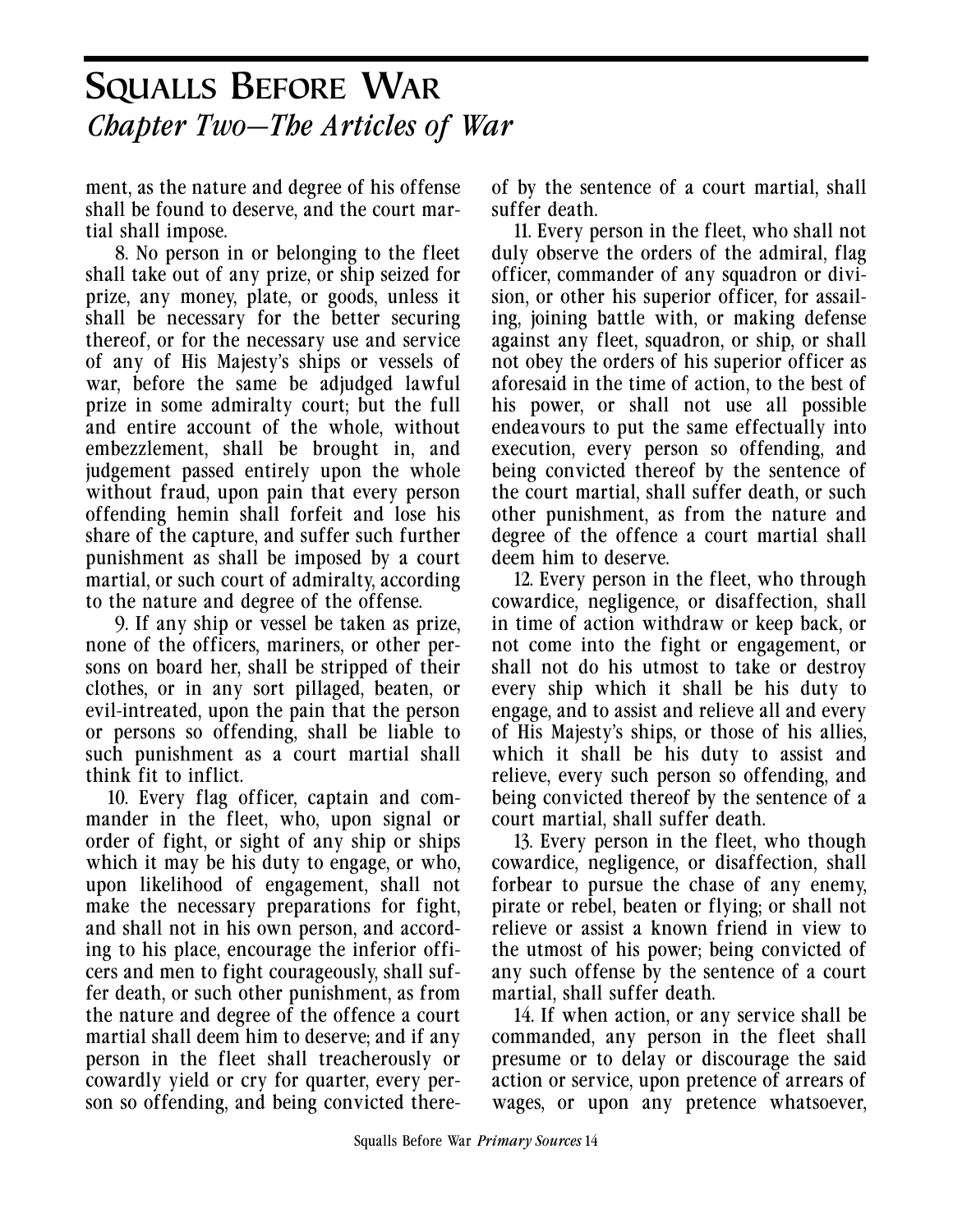ment, as the nature and degree of his offense shall be found to deserve, and the court martial shall impose.

8. No person in or belonging to the fleet shall take out of any prize, or ship seized for prize, any money, plate, or goods, unless it shall be necessary for the better securing thereof, or for the necessary use and service of any of His Majesty's ships or vessels of war, before the same be adjudged lawful prize in some admiralty court; but the full and entire account of the whole, without embezzlement, shall be brought in, and judgement passed entirely upon the whole without fraud, upon pain that every person offending hemin shall forfeit and lose his share of the capture, and suffer such further punishment as shall be imposed by a court martial, or such court of admiralty, according to the nature and degree of the offense.

9. If any ship or vessel be taken as prize, none of the officers, mariners, or other persons on board her, shall be stripped of their clothes, or in any sort pillaged, beaten, or evil-intreated, upon the pain that the person or persons so offending, shall be liable to such punishment as a court martial shall think fit to inflict.

10. Every flag officer, captain and commander in the fleet, who, upon signal or order of fight, or sight of any ship or ships which it may be his duty to engage, or who, upon likelihood of engagement, shall not make the necessary preparations for fight, and shall not in his own person, and according to his place, encourage the inferior officers and men to fight courageously, shall suffer death, or such other punishment, as from the nature and degree of the offence a court martial shall deem him to deserve; and if any person in the fleet shall treacherously or cowardly yield or cry for quarter, every person so offending, and being convicted thereof by the sentence of a court martial, shall suffer death.

11. Every person in the fleet, who shall not duly observe the orders of the admiral, flag officer, commander of any squadron or division, or other his superior officer, for assailing, joining battle with, or making defense against any fleet, squadron, or ship, or shall not obey the orders of his superior officer as aforesaid in the time of action, to the best of his power, or shall not use all possible endeavours to put the same effectually into execution, every person so offending, and being convicted thereof by the sentence of the court martial, shall suffer death, or such other punishment, as from the nature and degree of the offence a court martial shall deem him to deserve.

12. Every person in the fleet, who through cowardice, negligence, or disaffection, shall in time of action withdraw or keep back, or not come into the fight or engagement, or shall not do his utmost to take or destroy every ship which it shall be his duty to engage, and to assist and relieve all and every of His Majesty's ships, or those of his allies, which it shall be his duty to assist and relieve, every such person so offending, and being convicted thereof by the sentence of a court martial, shall suffer death.

13. Every person in the fleet, who though cowardice, negligence, or disaffection, shall forbear to pursue the chase of any enemy, pirate or rebel, beaten or flying; or shall not relieve or assist a known friend in view to the utmost of his power; being convicted of any such offense by the sentence of a court martial, shall suffer death.

14. If when action, or any service shall be commanded, any person in the fleet shall presume or to delay or discourage the said action or service, upon pretence of arrears of wages, or upon any pretence whatsoever,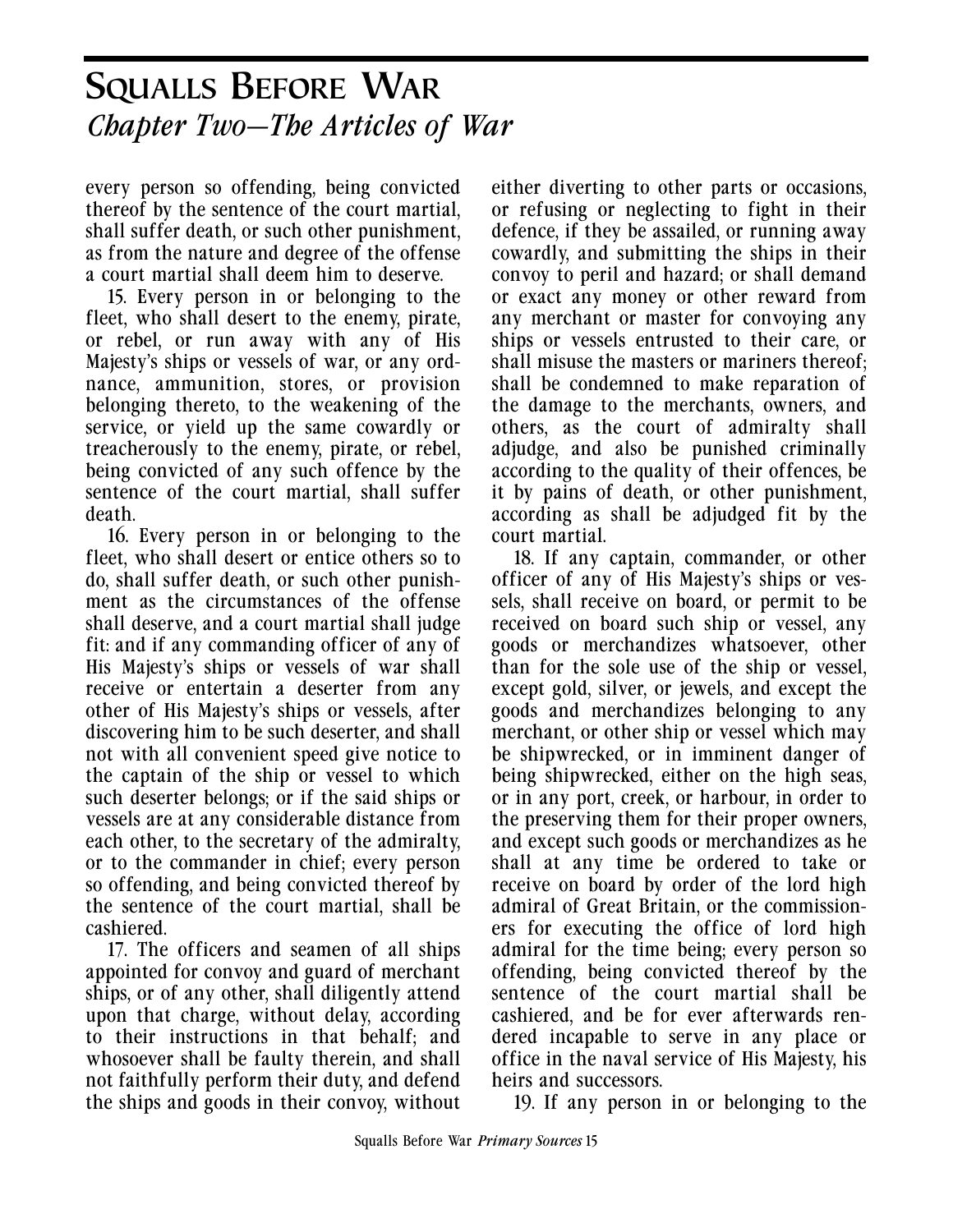every person so offending, being convicted thereof by the sentence of the court martial, shall suffer death, or such other punishment, as from the nature and degree of the offense a court martial shall deem him to deserve.

15. Every person in or belonging to the fleet, who shall desert to the enemy, pirate, or rebel, or run away with any of His Majesty's ships or vessels of war, or any ordnance, ammunition, stores, or provision belonging thereto, to the weakening of the service, or yield up the same cowardly or treacherously to the enemy, pirate, or rebel, being convicted of any such offence by the sentence of the court martial, shall suffer death.

16. Every person in or belonging to the fleet, who shall desert or entice others so to do, shall suffer death, or such other punishment as the circumstances of the offense shall deserve, and a court martial shall judge fit: and if any commanding officer of any of His Majesty's ships or vessels of war shall receive or entertain a deserter from any other of His Majesty's ships or vessels, after discovering him to be such deserter, and shall not with all convenient speed give notice to the captain of the ship or vessel to which such deserter belongs; or if the said ships or vessels are at any considerable distance from each other, to the secretary of the admiralty, or to the commander in chief; every person so offending, and being convicted thereof by the sentence of the court martial, shall be cashiered.

17. The officers and seamen of all ships appointed for convoy and guard of merchant ships, or of any other, shall diligently attend upon that charge, without delay, according to their instructions in that behalf; and whosoever shall be faulty therein, and shall not faithfully perform their duty, and defend the ships and goods in their convoy, without either diverting to other parts or occasions, or refusing or neglecting to fight in their defence, if they be assailed, or running away cowardly, and submitting the ships in their convoy to peril and hazard; or shall demand or exact any money or other reward from any merchant or master for convoying any ships or vessels entrusted to their care, or shall misuse the masters or mariners thereof; shall be condemned to make reparation of the damage to the merchants, owners, and others, as the court of admiralty shall adjudge, and also be punished criminally according to the quality of their offences, be it by pains of death, or other punishment, according as shall be adjudged fit by the court martial.

18. If any captain, commander, or other officer of any of His Majesty's ships or vessels, shall receive on board, or permit to be received on board such ship or vessel, any goods or merchandizes whatsoever, other than for the sole use of the ship or vessel, except gold, silver, or jewels, and except the goods and merchandizes belonging to any merchant, or other ship or vessel which may be shipwrecked, or in imminent danger of being shipwrecked, either on the high seas, or in any port, creek, or harbour, in order to the preserving them for their proper owners, and except such goods or merchandizes as he shall at any time be ordered to take or receive on board by order of the lord high admiral of Great Britain, or the commissioners for executing the office of lord high admiral for the time being; every person so offending, being convicted thereof by the sentence of the court martial shall be cashiered, and be for ever afterwards rendered incapable to serve in any place or office in the naval service of His Majesty, his heirs and successors.

19. If any person in or belonging to the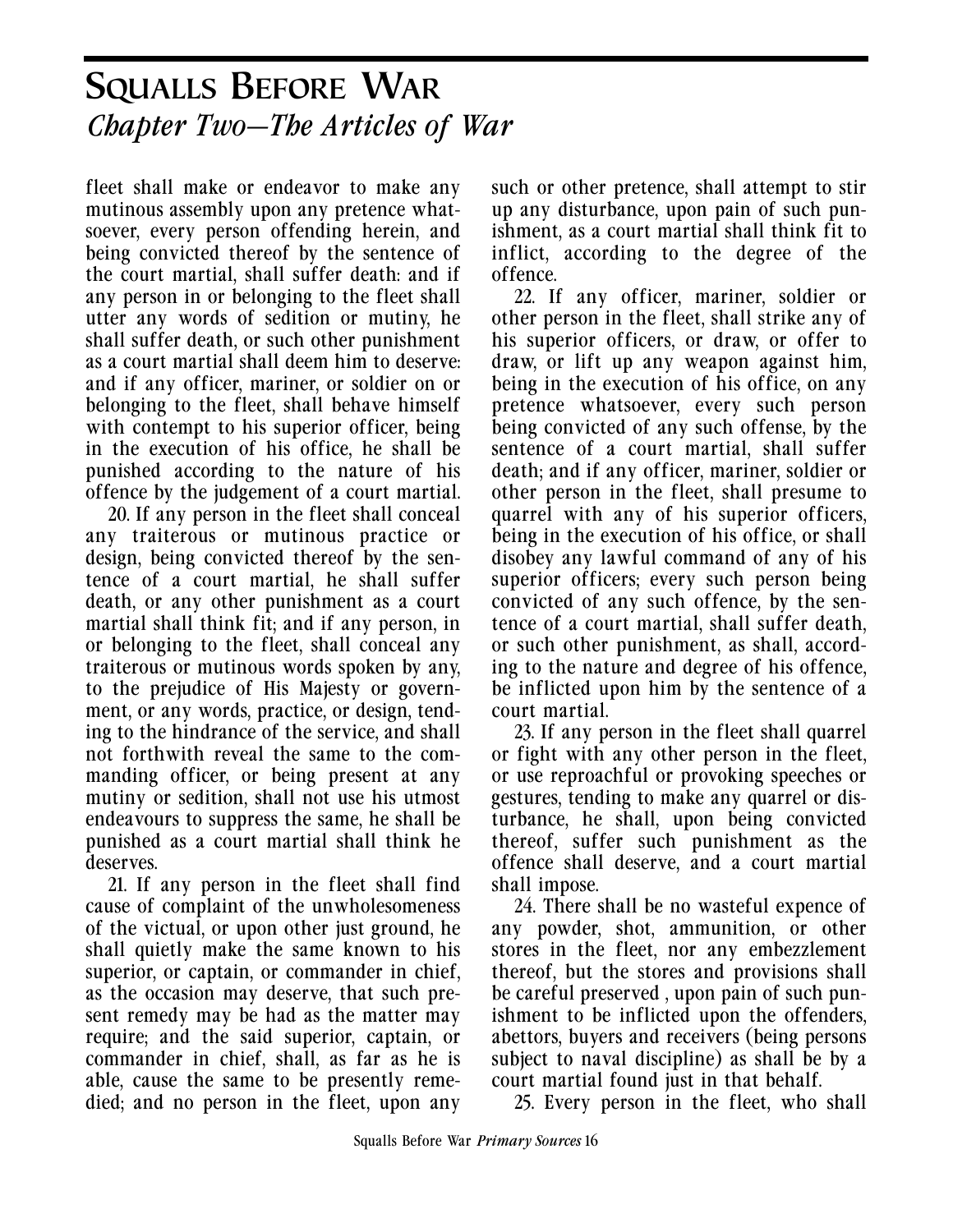fleet shall make or endeavor to make any mutinous assembly upon any pretence whatsoever, every person offending herein, and being convicted thereof by the sentence of the court martial, shall suffer death: and if any person in or belonging to the fleet shall utter any words of sedition or mutiny, he shall suffer death, or such other punishment as a court martial shall deem him to deserve: and if any officer, mariner, or soldier on or belonging to the fleet, shall behave himself with contempt to his superior officer, being in the execution of his office, he shall be punished according to the nature of his offence by the judgement of a court martial.

20. If any person in the fleet shall conceal any traiterous or mutinous practice or design, being convicted thereof by the sentence of a court martial, he shall suffer death, or any other punishment as a court martial shall think fit; and if any person, in or belonging to the fleet, shall conceal any traiterous or mutinous words spoken by any, to the prejudice of His Majesty or government, or any words, practice, or design, tending to the hindrance of the service, and shall not forthwith reveal the same to the commanding officer, or being present at any mutiny or sedition, shall not use his utmost endeavours to suppress the same, he shall be punished as a court martial shall think he deserves.

21. If any person in the fleet shall find cause of complaint of the unwholesomeness of the victual, or upon other just ground, he shall quietly make the same known to his superior, or captain, or commander in chief, as the occasion may deserve, that such present remedy may be had as the matter may require; and the said superior, captain, or commander in chief, shall, as far as he is able, cause the same to be presently remedied; and no person in the fleet, upon any such or other pretence, shall attempt to stir up any disturbance, upon pain of such punishment, as a court martial shall think fit to inflict, according to the degree of the offence.

22. If any officer, mariner, soldier or other person in the fleet, shall strike any of his superior officers, or draw, or offer to draw, or lift up any weapon against him, being in the execution of his office, on any pretence whatsoever, every such person being convicted of any such offense, by the sentence of a court martial, shall suffer death; and if any officer, mariner, soldier or other person in the fleet, shall presume to quarrel with any of his superior officers, being in the execution of his office, or shall disobey any lawful command of any of his superior officers; every such person being convicted of any such offence, by the sentence of a court martial, shall suffer death, or such other punishment, as shall, according to the nature and degree of his offence, be inflicted upon him by the sentence of a court martial.

23. If any person in the fleet shall quarrel or fight with any other person in the fleet, or use reproachful or provoking speeches or gestures, tending to make any quarrel or disturbance, he shall, upon being convicted thereof, suffer such punishment as the offence shall deserve, and a court martial shall impose.

24. There shall be no wasteful expence of any powder, shot, ammunition, or other stores in the fleet, nor any embezzlement thereof, but the stores and provisions shall be careful preserved , upon pain of such punishment to be inflicted upon the offenders, abettors, buyers and receivers (being persons subject to naval discipline) as shall be by a court martial found just in that behalf.

25. Every person in the fleet, who shall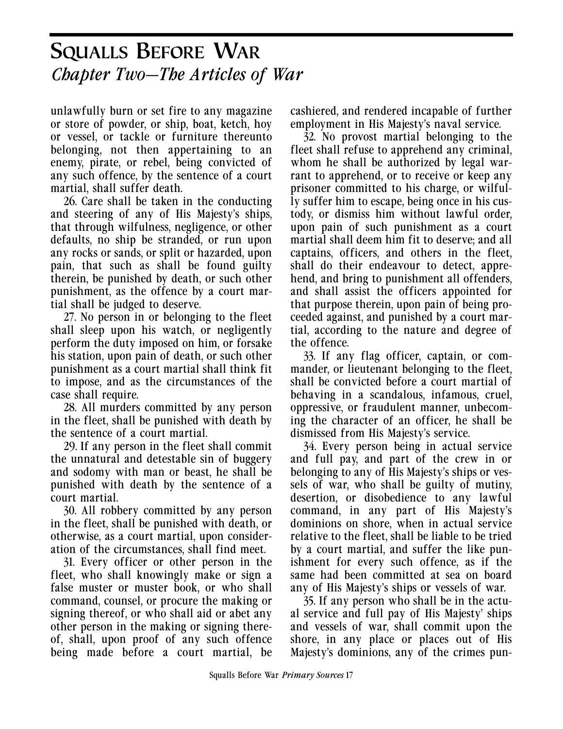unlawfully burn or set fire to any magazine or store of powder, or ship, boat, ketch, hoy or vessel, or tackle or furniture thereunto belonging, not then appertaining to an enemy, pirate, or rebel, being convicted of any such offence, by the sentence of a court martial, shall suffer death.

26. Care shall be taken in the conducting and steering of any of His Majesty's ships, that through wilfulness, negligence, or other defaults, no ship be stranded, or run upon any rocks or sands, or split or hazarded, upon pain, that such as shall be found guilty therein, be punished by death, or such other punishment, as the offence by a court martial shall be judged to deserve.

27. No person in or belonging to the fleet shall sleep upon his watch, or negligently perform the duty imposed on him, or forsake his station, upon pain of death, or such other punishment as a court martial shall think fit to impose, and as the circumstances of the case shall require.

28. All murders committed by any person in the fleet, shall be punished with death by the sentence of a court martial.

29. If any person in the fleet shall commit the unnatural and detestable sin of buggery and sodomy with man or beast, he shall be punished with death by the sentence of a court martial.

30. All robbery committed by any person in the fleet, shall be punished with death, or otherwise, as a court martial, upon consideration of the circumstances, shall find meet.

31. Every officer or other person in the fleet, who shall knowingly make or sign a false muster or muster book, or who shall command, counsel, or procure the making or signing thereof, or who shall aid or abet any other person in the making or signing thereof, shall, upon proof of any such offence being made before a court martial, be cashiered, and rendered incapable of further employment in His Majesty's naval service.

32. No provost martial belonging to the fleet shall refuse to apprehend any criminal, whom he shall be authorized by legal warrant to apprehend, or to receive or keep any prisoner committed to his charge, or wilfully suffer him to escape, being once in his custody, or dismiss him without lawful order, upon pain of such punishment as a court martial shall deem him fit to deserve; and all captains, officers, and others in the fleet, shall do their endeavour to detect, apprehend, and bring to punishment all offenders, and shall assist the officers appointed for that purpose therein, upon pain of being proceeded against, and punished by a court martial, according to the nature and degree of the offence.

33. If any flag officer, captain, or commander, or lieutenant belonging to the fleet, shall be convicted before a court martial of behaving in a scandalous, infamous, cruel, oppressive, or fraudulent manner, unbecoming the character of an officer, he shall be dismissed from His Majesty's service.

34. Every person being in actual service and full pay, and part of the crew in or belonging to any of His Majesty's ships or vessels of war, who shall be guilty of mutiny, desertion, or disobedience to any lawful command, in any part of His Majesty's dominions on shore, when in actual service relative to the fleet, shall be liable to be tried by a court martial, and suffer the like punishment for every such offence, as if the same had been committed at sea on board any of His Majesty's ships or vessels of war.

35. If any person who shall be in the actual service and full pay of His Majesty' ships and vessels of war, shall commit upon the shore, in any place or places out of His Majesty's dominions, any of the crimes pun-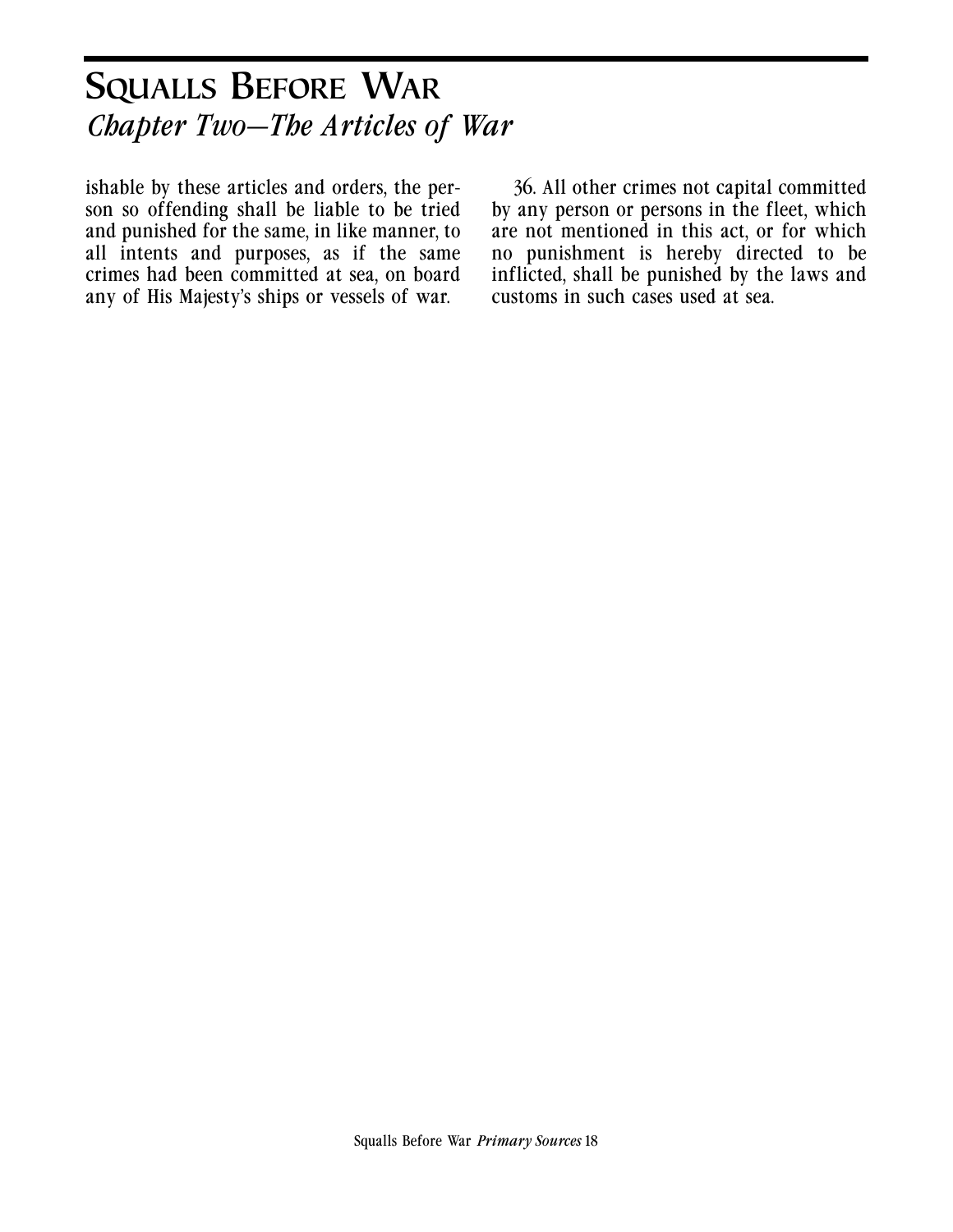ishable by these articles and orders, the person so offending shall be liable to be tried and punished for the same, in like manner, to all intents and purposes, as if the same crimes had been committed at sea, on board any of His Majesty's ships or vessels of war.

36. All other crimes not capital committed by any person or persons in the fleet, which are not mentioned in this act, or for which no punishment is hereby directed to be inflicted, shall be punished by the laws and customs in such cases used at sea.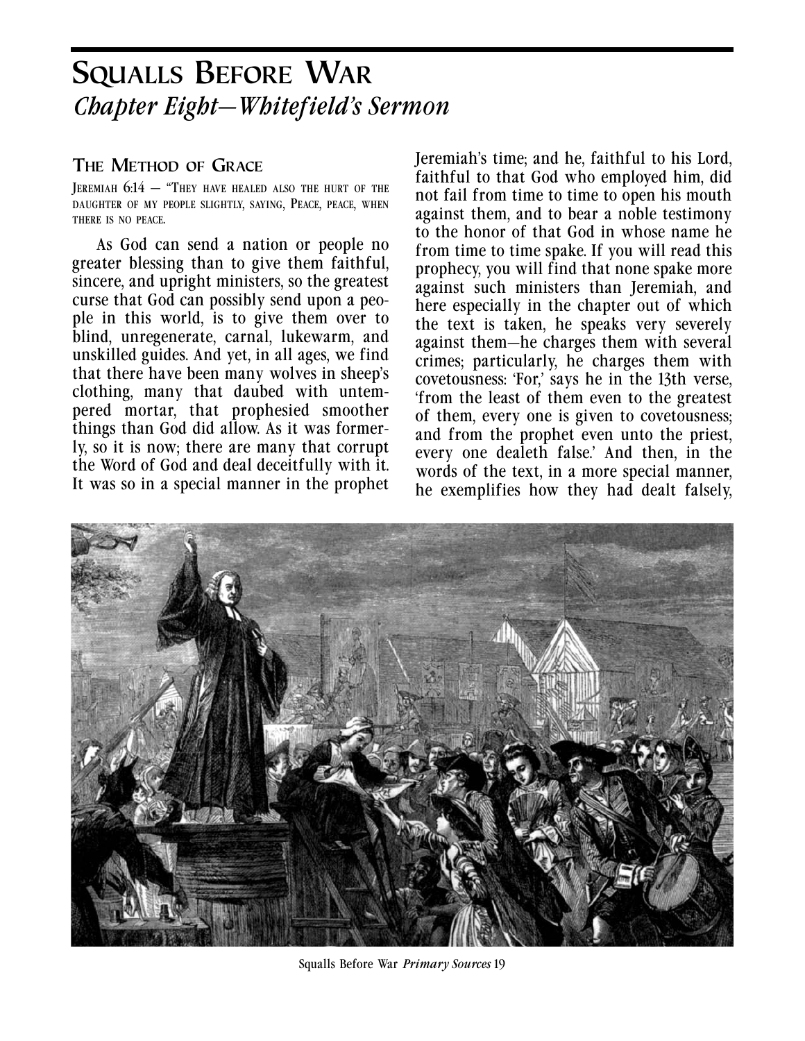# Squalls Before War
## *Chapter Eight—Whitefield's Sermon*

### The Method of Grace

Jeremiah 6:14 — "They have healed also the hurt of the daughter of my people slightly, saying, Peace, peace, when there is no peace.

As God can send a nation or people no greater blessing than to give them faithful, sincere, and upright ministers, so the greatest curse that God can possibly send upon a people in this world, is to give them over to blind, unregenerate, carnal, lukewarm, and unskilled guides. And yet, in all ages, we find that there have been many wolves in sheep's clothing, many that daubed with untempered mortar, that prophesied smoother things than God did allow. As it was formerly, so it is now; there are many that corrupt the Word of God and deal deceitfully with it. It was so in a special manner in the prophet Jeremiah's time; and he, faithful to his Lord, faithful to that God who employed him, did not fail from time to time to open his mouth against them, and to bear a noble testimony to the honor of that God in whose name he from time to time spake. If you will read this prophecy, you will find that none spake more against such ministers than Jeremiah, and here especially in the chapter out of which the text is taken, he speaks very severely against them—he charges them with several crimes; particularly, he charges them with covetousness: 'For,' says he in the 13th verse, 'from the least of them even to the greatest of them, every one is given to covetousness; and from the prophet even unto the priest, every one dealeth false.' And then, in the words of the text, in a more special manner, he exemplifies how they had dealt falsely,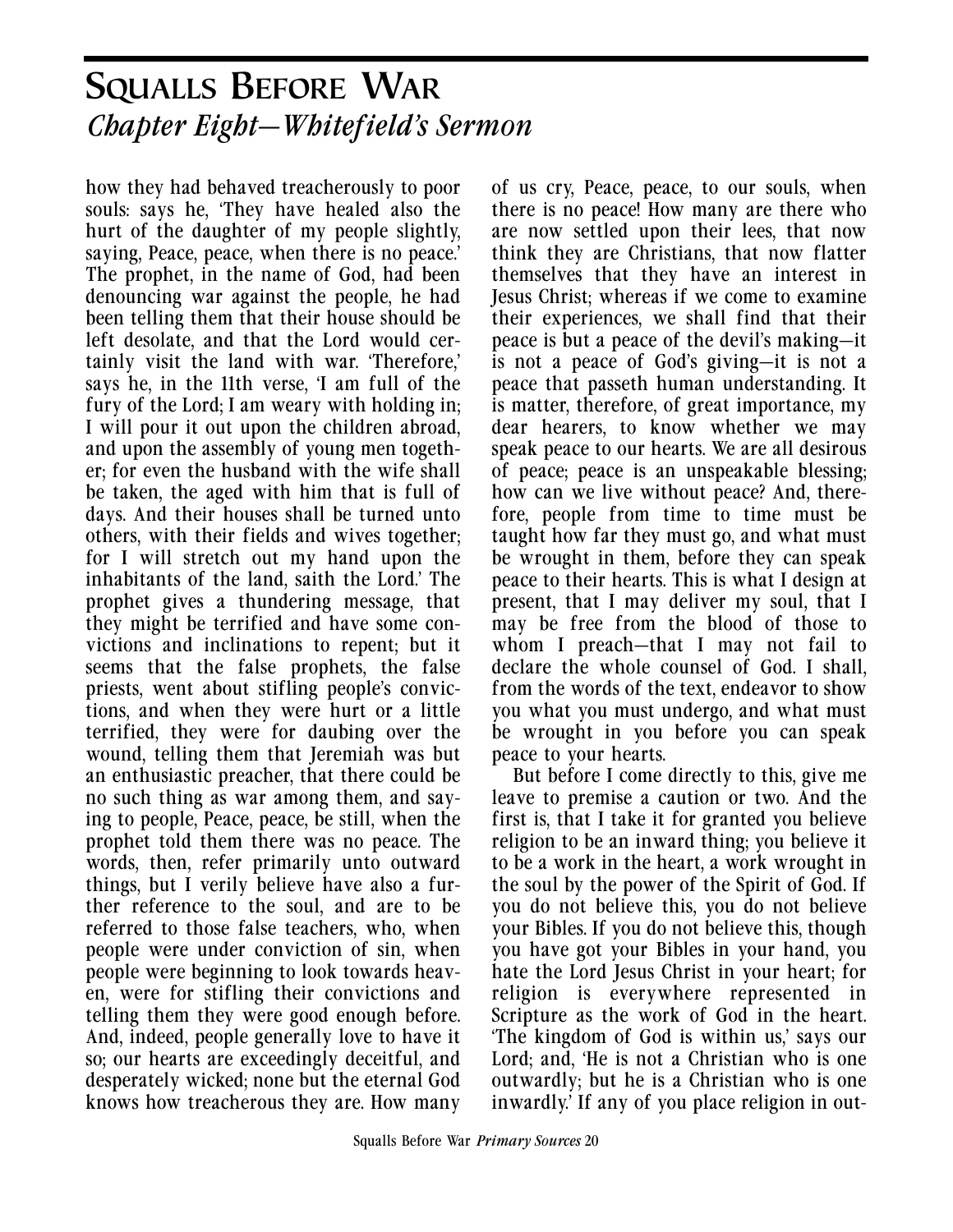# Squalls Before War

## *Chapter Eight—Whitefield's Sermon*

how they had behaved treacherously to poor souls: says he, 'They have healed also the hurt of the daughter of my people slightly, saying, Peace, peace, when there is no peace.' The prophet, in the name of God, had been denouncing war against the people, he had been telling them that their house should be left desolate, and that the Lord would certainly visit the land with war. 'Therefore,' says he, in the 11th verse, 'I am full of the fury of the Lord; I am weary with holding in; I will pour it out upon the children abroad, and upon the assembly of young men together; for even the husband with the wife shall be taken, the aged with him that is full of days. And their houses shall be turned unto others, with their fields and wives together; for I will stretch out my hand upon the inhabitants of the land, saith the Lord.' The prophet gives a thundering message, that they might be terrified and have some convictions and inclinations to repent; but it seems that the false prophets, the false priests, went about stifling people's convictions, and when they were hurt or a little terrified, they were for daubing over the wound, telling them that Jeremiah was but an enthusiastic preacher, that there could be no such thing as war among them, and saying to people, Peace, peace, be still, when the prophet told them there was no peace. The words, then, refer primarily unto outward things, but I verily believe have also a further reference to the soul, and are to be referred to those false teachers, who, when people were under conviction of sin, when people were beginning to look towards heaven, were for stifling their convictions and telling them they were good enough before. And, indeed, people generally love to have it so; our hearts are exceedingly deceitful, and desperately wicked; none but the eternal God knows how treacherous they are. How many of us cry, Peace, peace, to our souls, when there is no peace! How many are there who are now settled upon their lees, that now think they are Christians, that now flatter themselves that they have an interest in Jesus Christ; whereas if we come to examine their experiences, we shall find that their peace is but a peace of the devil's making—it is not a peace of God's giving—it is not a peace that passeth human understanding. It is matter, therefore, of great importance, my dear hearers, to know whether we may speak peace to our hearts. We are all desirous of peace; peace is an unspeakable blessing; how can we live without peace? And, therefore, people from time to time must be taught how far they must go, and what must be wrought in them, before they can speak peace to their hearts. This is what I design at present, that I may deliver my soul, that I may be free from the blood of those to whom I preach—that I may not fail to declare the whole counsel of God. I shall, from the words of the text, endeavor to show you what you must undergo, and what must be wrought in you before you can speak peace to your hearts.

But before I come directly to this, give me leave to premise a caution or two. And the first is, that I take it for granted you believe religion to be an inward thing; you believe it to be a work in the heart, a work wrought in the soul by the power of the Spirit of God. If you do not believe this, you do not believe your Bibles. If you do not believe this, though you have got your Bibles in your hand, you hate the Lord Jesus Christ in your heart; for religion is everywhere represented in Scripture as the work of God in the heart. 'The kingdom of God is within us,' says our Lord; and, 'He is not a Christian who is one outwardly; but he is a Christian who is one inwardly.' If any of you place religion in out-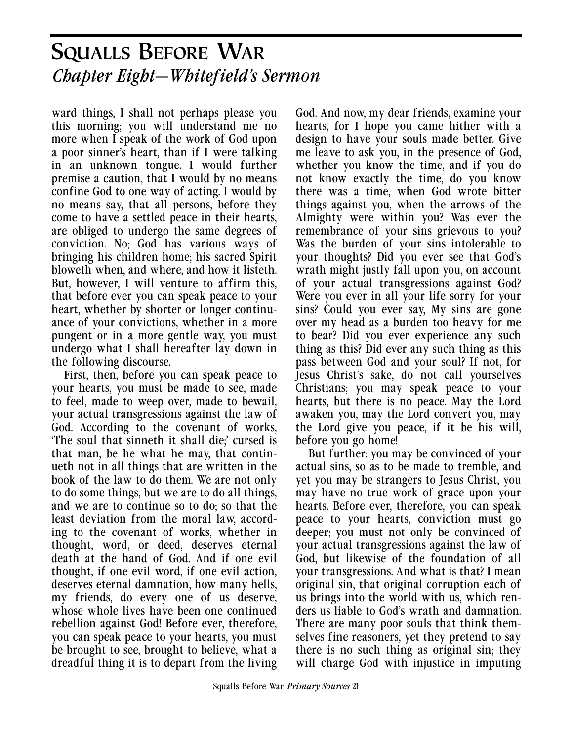ward things, I shall not perhaps please you this morning; you will understand me no more when I speak of the work of God upon a poor sinner's heart, than if I were talking in an unknown tongue. I would further premise a caution, that I would by no means confine God to one way of acting. I would by no means say, that all persons, before they come to have a settled peace in their hearts, are obliged to undergo the same degrees of conviction. No; God has various ways of bringing his children home; his sacred Spirit bloweth when, and where, and how it listeth. But, however, I will venture to affirm this, that before ever you can speak peace to your heart, whether by shorter or longer continuance of your convictions, whether in a more pungent or in a more gentle way, you must undergo what I shall hereafter lay down in the following discourse.

First, then, before you can speak peace to your hearts, you must be made to see, made to feel, made to weep over, made to bewail, your actual transgressions against the law of God. According to the covenant of works, 'The soul that sinneth it shall die;' cursed is that man, be he what he may, that continueth not in all things that are written in the book of the law to do them. We are not only to do some things, but we are to do all things, and we are to continue so to do; so that the least deviation from the moral law, according to the covenant of works, whether in thought, word, or deed, deserves eternal death at the hand of God. And if one evil thought, if one evil word, if one evil action, deserves eternal damnation, how many hells, my friends, do every one of us deserve, whose whole lives have been one continued rebellion against God! Before ever, therefore, you can speak peace to your hearts, you must be brought to see, brought to believe, what a dreadful thing it is to depart from the living God. And now, my dear friends, examine your hearts, for I hope you came hither with a design to have your souls made better. Give me leave to ask you, in the presence of God, whether you know the time, and if you do not know exactly the time, do you know there was a time, when God wrote bitter things against you, when the arrows of the Almighty were within you? Was ever the remembrance of your sins grievous to you? Was the burden of your sins intolerable to your thoughts? Did you ever see that God's wrath might justly fall upon you, on account of your actual transgressions against God? Were you ever in all your life sorry for your sins? Could you ever say, My sins are gone over my head as a burden too heavy for me to bear? Did you ever experience any such thing as this? Did ever any such thing as this pass between God and your soul? If not, for Jesus Christ's sake, do not call yourselves Christians; you may speak peace to your hearts, but there is no peace. May the Lord awaken you, may the Lord convert you, may the Lord give you peace, if it be his will, before you go home!

But further: you may be convinced of your actual sins, so as to be made to tremble, and yet you may be strangers to Jesus Christ, you may have no true work of grace upon your hearts. Before ever, therefore, you can speak peace to your hearts, conviction must go deeper; you must not only be convinced of your actual transgressions against the law of God, but likewise of the foundation of all your transgressions. And what is that? I mean original sin, that original corruption each of us brings into the world with us, which renders us liable to God's wrath and damnation. There are many poor souls that think themselves fine reasoners, yet they pretend to say there is no such thing as original sin; they will charge God with injustice in imputing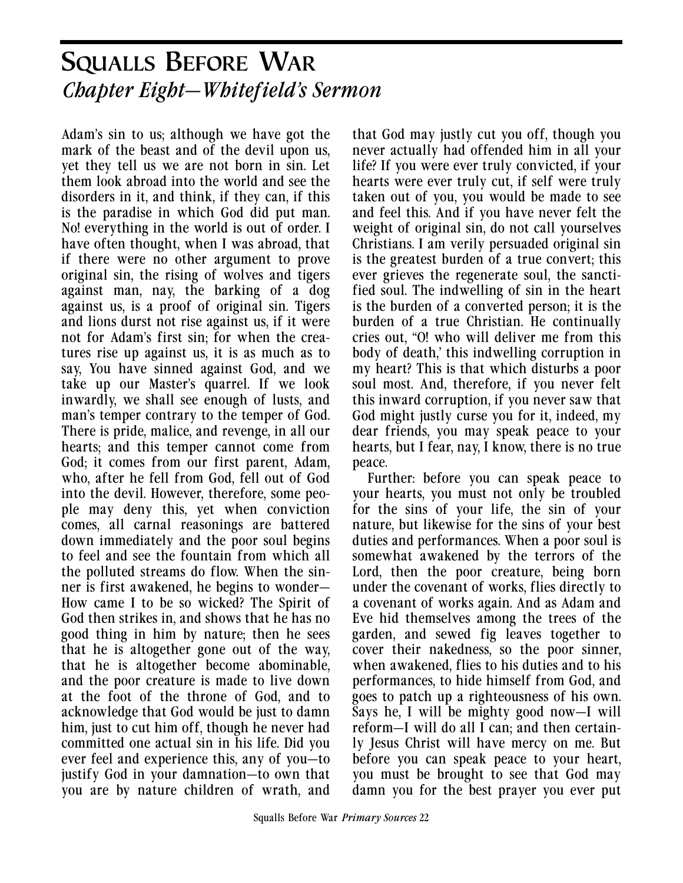# Squalls Before War

## *Chapter Eight—Whitefield's Sermon*

Adam's sin to us; although we have got the mark of the beast and of the devil upon us, yet they tell us we are not born in sin. Let them look abroad into the world and see the disorders in it, and think, if they can, if this is the paradise in which God did put man. No! everything in the world is out of order. I have often thought, when I was abroad, that if there were no other argument to prove original sin, the rising of wolves and tigers against man, nay, the barking of a dog against us, is a proof of original sin. Tigers and lions durst not rise against us, if it were not for Adam's first sin; for when the creatures rise up against us, it is as much as to say, You have sinned against God, and we take up our Master's quarrel. If we look inwardly, we shall see enough of lusts, and man's temper contrary to the temper of God. There is pride, malice, and revenge, in all our hearts; and this temper cannot come from God; it comes from our first parent, Adam, who, after he fell from God, fell out of God into the devil. However, therefore, some people may deny this, yet when conviction comes, all carnal reasonings are battered down immediately and the poor soul begins to feel and see the fountain from which all the polluted streams do flow. When the sinner is first awakened, he begins to wonder—How came I to be so wicked? The Spirit of God then strikes in, and shows that he has no good thing in him by nature; then he sees that he is altogether gone out of the way, that he is altogether become abominable, and the poor creature is made to live down at the foot of the throne of God, and to acknowledge that God would be just to damn him, just to cut him off, though he never had committed one actual sin in his life. Did you ever feel and experience this, any of you—to justify God in your damnation—to own that you are by nature children of wrath, and that God may justly cut you off, though you never actually had offended him in all your life? If you were ever truly convicted, if your hearts were ever truly cut, if self were truly taken out of you, you would be made to see and feel this. And if you have never felt the weight of original sin, do not call yourselves Christians. I am verily persuaded original sin is the greatest burden of a true convert; this ever grieves the regenerate soul, the sanctified soul. The indwelling of sin in the heart is the burden of a converted person; it is the burden of a true Christian. He continually cries out, "O! who will deliver me from this body of death,' this indwelling corruption in my heart? This is that which disturbs a poor soul most. And, therefore, if you never felt this inward corruption, if you never saw that God might justly curse you for it, indeed, my dear friends, you may speak peace to your hearts, but I fear, nay, I know, there is no true peace.

Further: before you can speak peace to your hearts, you must not only be troubled for the sins of your life, the sin of your nature, but likewise for the sins of your best duties and performances. When a poor soul is somewhat awakened by the terrors of the Lord, then the poor creature, being born under the covenant of works, flies directly to a covenant of works again. And as Adam and Eve hid themselves among the trees of the garden, and sewed fig leaves together to cover their nakedness, so the poor sinner, when awakened, flies to his duties and to his performances, to hide himself from God, and goes to patch up a righteousness of his own. Says he, I will be mighty good now—I will reform—I will do all I can; and then certainly Jesus Christ will have mercy on me. But before you can speak peace to your heart, you must be brought to see that God may damn you for the best prayer you ever put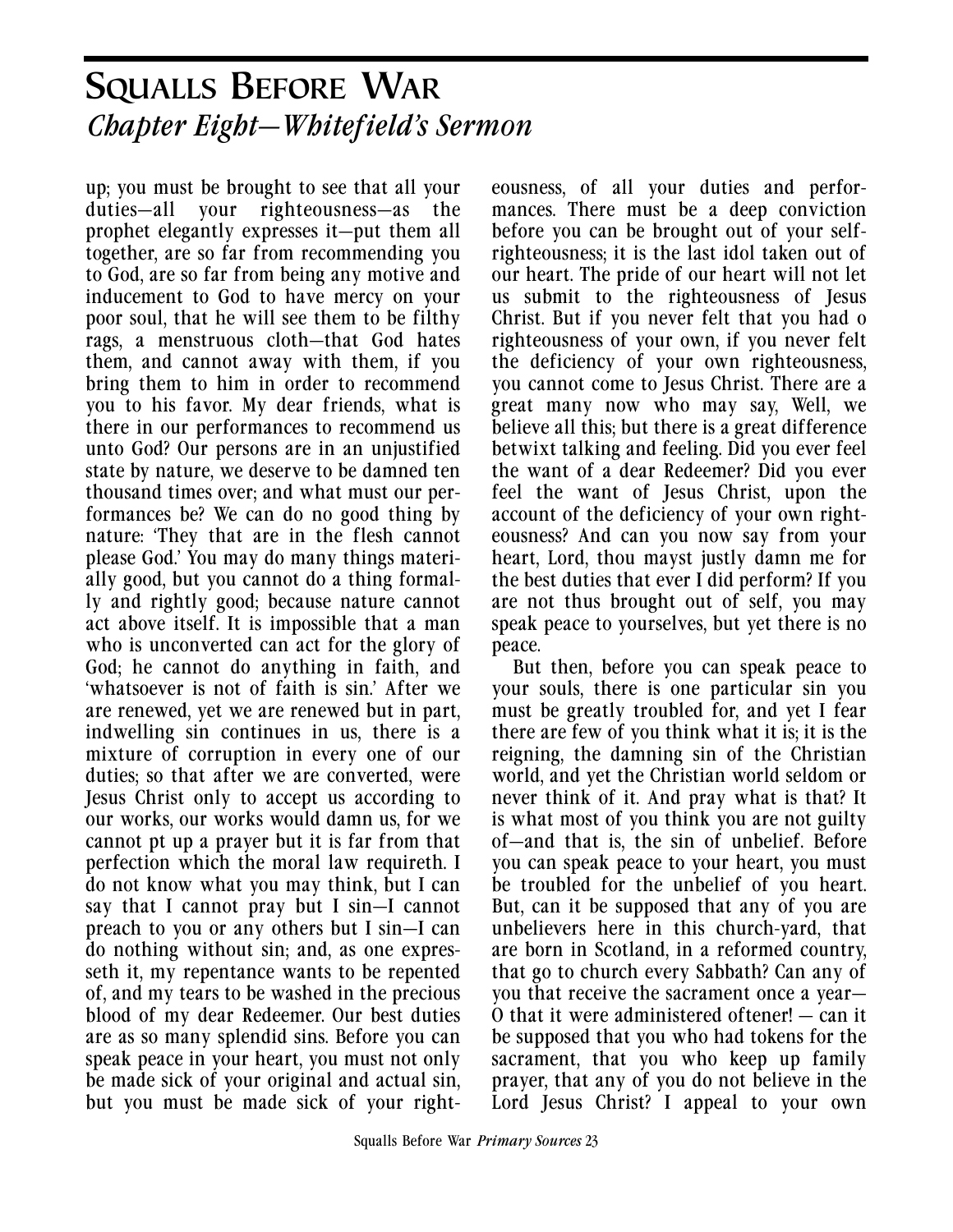up; you must be brought to see that all your duties—all your righteousness—as the prophet elegantly expresses it—put them all together, are so far from recommending you to God, are so far from being any motive and inducement to God to have mercy on your poor soul, that he will see them to be filthy rags, a menstruous cloth—that God hates them, and cannot away with them, if you bring them to him in order to recommend you to his favor. My dear friends, what is there in our performances to recommend us unto God? Our persons are in an unjustified state by nature, we deserve to be damned ten thousand times over; and what must our performances be? We can do no good thing by nature: 'They that are in the flesh cannot please God.' You may do many things materially good, but you cannot do a thing formally and rightly good; because nature cannot act above itself. It is impossible that a man who is unconverted can act for the glory of God; he cannot do anything in faith, and 'whatsoever is not of faith is sin.' After we are renewed, yet we are renewed but in part, indwelling sin continues in us, there is a mixture of corruption in every one of our duties; so that after we are converted, were Jesus Christ only to accept us according to our works, our works would damn us, for we cannot pt up a prayer but it is far from that perfection which the moral law requireth. I do not know what you may think, but I can say that I cannot pray but I sin—I cannot preach to you or any others but I sin—I can do nothing without sin; and, as one expresseth it, my repentance wants to be repented of, and my tears to be washed in the precious blood of my dear Redeemer. Our best duties are as so many splendid sins. Before you can speak peace in your heart, you must not only be made sick of your original and actual sin, but you must be made sick of your righteousness, of all your duties and performances. There must be a deep conviction before you can be brought out of your self-righteousness; it is the last idol taken out of our heart. The pride of our heart will not let us submit to the righteousness of Jesus Christ. But if you never felt that you had o righteousness of your own, if you never felt the deficiency of your own righteousness, you cannot come to Jesus Christ. There are a great many now who may say, Well, we believe all this; but there is a great difference betwixt talking and feeling. Did you ever feel the want of a dear Redeemer? Did you ever feel the want of Jesus Christ, upon the account of the deficiency of your own righteousness? And can you now say from your heart, Lord, thou mayst justly damn me for the best duties that ever I did perform? If you are not thus brought out of self, you may speak peace to yourselves, but yet there is no peace.

But then, before you can speak peace to your souls, there is one particular sin you must be greatly troubled for, and yet I fear there are few of you think what it is; it is the reigning, the damning sin of the Christian world, and yet the Christian world seldom or never think of it. And pray what is that? It is what most of you think you are not guilty of—and that is, the sin of unbelief. Before you can speak peace to your heart, you must be troubled for the unbelief of you heart. But, can it be supposed that any of you are unbelievers here in this church-yard, that are born in Scotland, in a reformed country, that go to church every Sabbath? Can any of you that receive the sacrament once a year—O that it were administered oftener! — can it be supposed that you who had tokens for the sacrament, that you who keep up family prayer, that any of you do not believe in the Lord Jesus Christ? I appeal to your own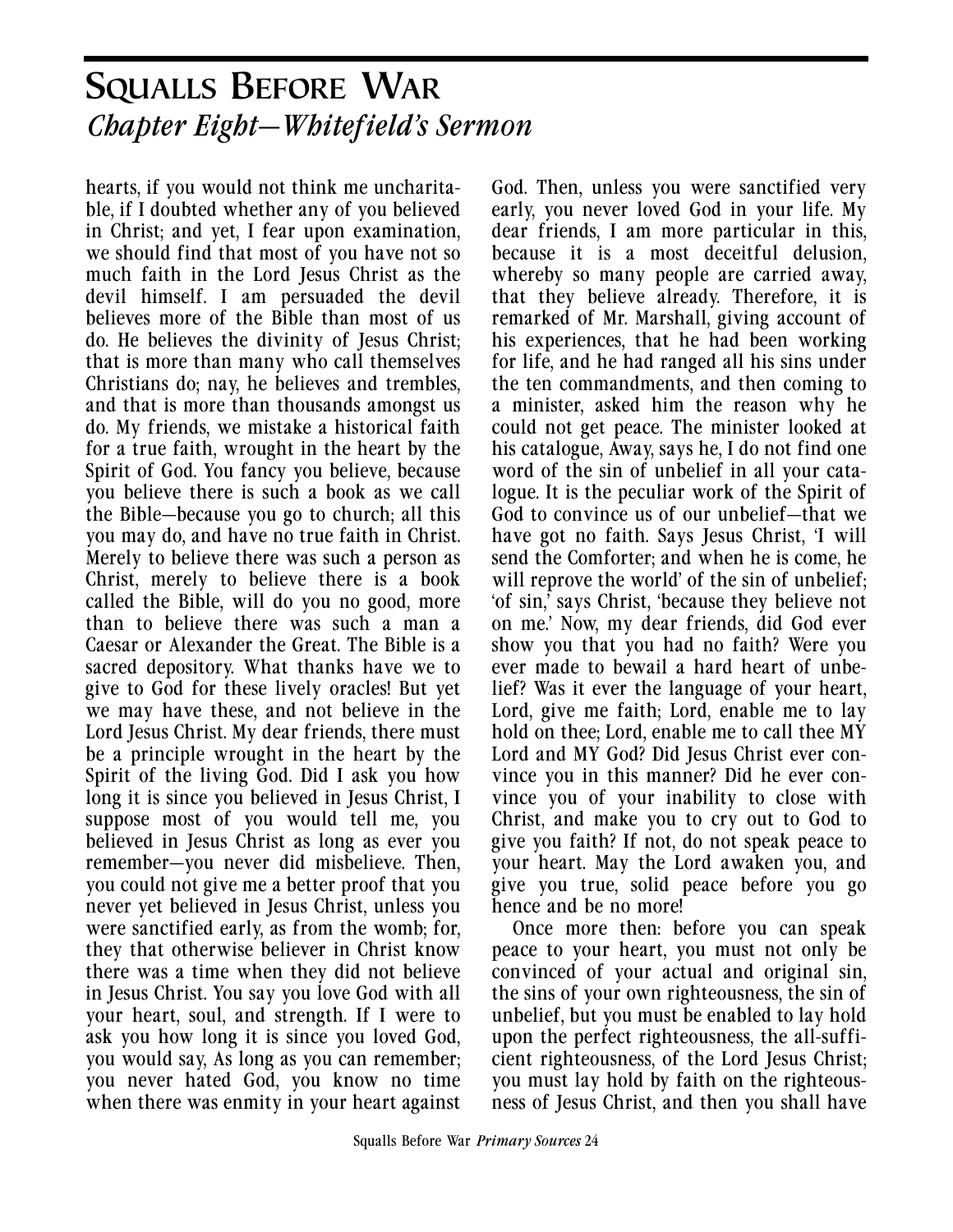hearts, if you would not think me uncharitable, if I doubted whether any of you believed in Christ; and yet, I fear upon examination, we should find that most of you have not so much faith in the Lord Jesus Christ as the devil himself. I am persuaded the devil believes more of the Bible than most of us do. He believes the divinity of Jesus Christ; that is more than many who call themselves Christians do; nay, he believes and trembles, and that is more than thousands amongst us do. My friends, we mistake a historical faith for a true faith, wrought in the heart by the Spirit of God. You fancy you believe, because you believe there is such a book as we call the Bible—because you go to church; all this you may do, and have no true faith in Christ. Merely to believe there was such a person as Christ, merely to believe there is a book called the Bible, will do you no good, more than to believe there was such a man a Caesar or Alexander the Great. The Bible is a sacred depository. What thanks have we to give to God for these lively oracles! But yet we may have these, and not believe in the Lord Jesus Christ. My dear friends, there must be a principle wrought in the heart by the Spirit of the living God. Did I ask you how long it is since you believed in Jesus Christ, I suppose most of you would tell me, you believed in Jesus Christ as long as ever you remember—you never did misbelieve. Then, you could not give me a better proof that you never yet believed in Jesus Christ, unless you were sanctified early, as from the womb; for, they that otherwise believer in Christ know there was a time when they did not believe in Jesus Christ. You say you love God with all your heart, soul, and strength. If I were to ask you how long it is since you loved God, you would say, As long as you can remember; you never hated God, you know no time when there was enmity in your heart against God. Then, unless you were sanctified very early, you never loved God in your life. My dear friends, I am more particular in this, because it is a most deceitful delusion, whereby so many people are carried away, that they believe already. Therefore, it is remarked of Mr. Marshall, giving account of his experiences, that he had been working for life, and he had ranged all his sins under the ten commandments, and then coming to a minister, asked him the reason why he could not get peace. The minister looked at his catalogue, Away, says he, I do not find one word of the sin of unbelief in all your catalogue. It is the peculiar work of the Spirit of God to convince us of our unbelief—that we have got no faith. Says Jesus Christ, 'I will send the Comforter; and when he is come, he will reprove the world' of the sin of unbelief; 'of sin,' says Christ, 'because they believe not on me.' Now, my dear friends, did God ever show you that you had no faith? Were you ever made to bewail a hard heart of unbelief? Was it ever the language of your heart, Lord, give me faith; Lord, enable me to lay hold on thee; Lord, enable me to call thee MY Lord and MY God? Did Jesus Christ ever convince you in this manner? Did he ever convince you of your inability to close with Christ, and make you to cry out to God to give you faith? If not, do not speak peace to your heart. May the Lord awaken you, and give you true, solid peace before you go hence and be no more!

Once more then: before you can speak peace to your heart, you must not only be convinced of your actual and original sin, the sins of your own righteousness, the sin of unbelief, but you must be enabled to lay hold upon the perfect righteousness, the all-sufficient righteousness, of the Lord Jesus Christ; you must lay hold by faith on the righteousness of Jesus Christ, and then you shall have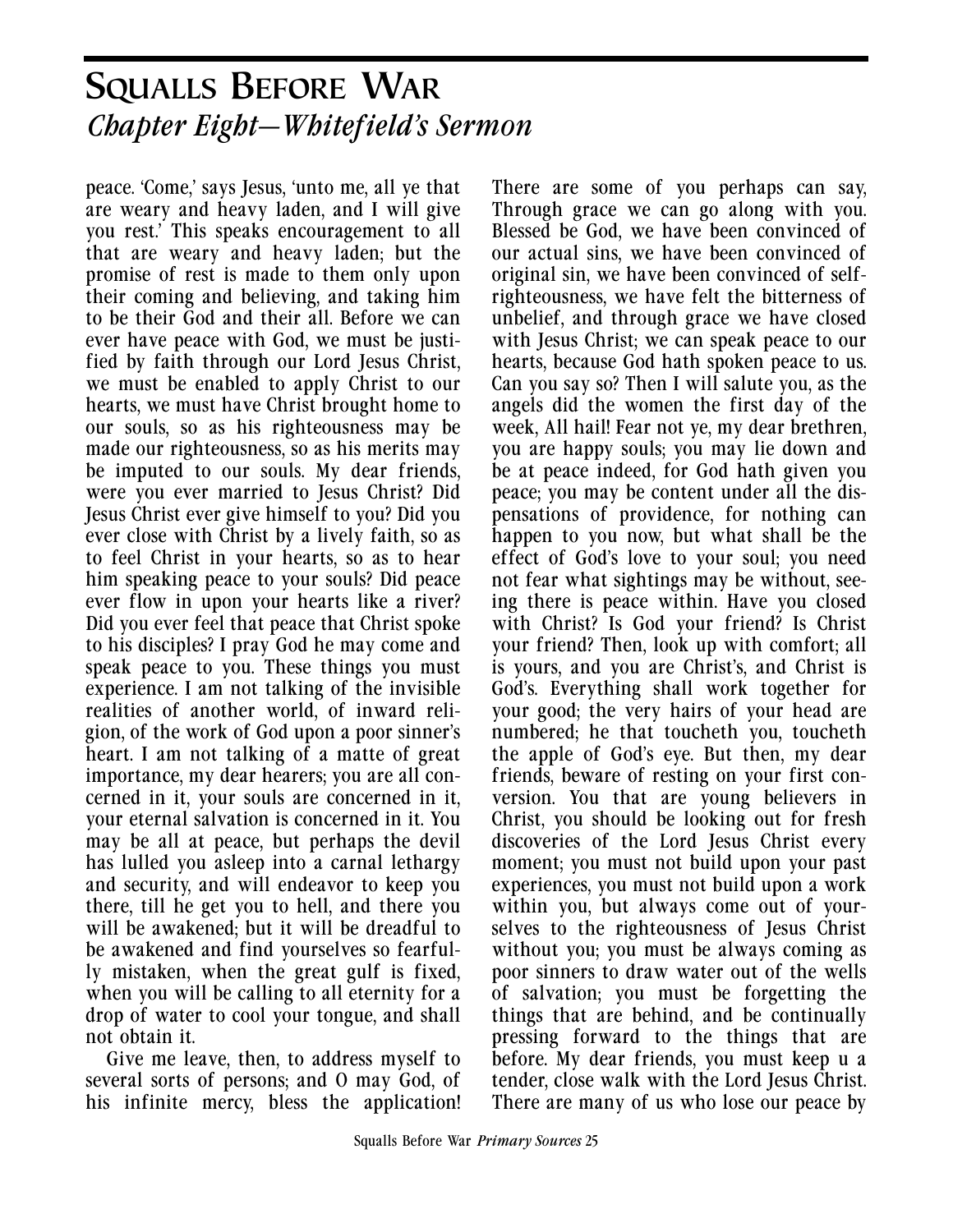# Squalls Before War

## *Chapter Eight—Whitefield's Sermon*

peace. 'Come,' says Jesus, 'unto me, all ye that are weary and heavy laden, and I will give you rest.' This speaks encouragement to all that are weary and heavy laden; but the promise of rest is made to them only upon their coming and believing, and taking him to be their God and their all. Before we can ever have peace with God, we must be justified by faith through our Lord Jesus Christ, we must be enabled to apply Christ to our hearts, we must have Christ brought home to our souls, so as his righteousness may be made our righteousness, so as his merits may be imputed to our souls. My dear friends, were you ever married to Jesus Christ? Did Jesus Christ ever give himself to you? Did you ever close with Christ by a lively faith, so as to feel Christ in your hearts, so as to hear him speaking peace to your souls? Did peace ever flow in upon your hearts like a river? Did you ever feel that peace that Christ spoke to his disciples? I pray God he may come and speak peace to you. These things you must experience. I am not talking of the invisible realities of another world, of inward religion, of the work of God upon a poor sinner's heart. I am not talking of a matte of great importance, my dear hearers; you are all concerned in it, your souls are concerned in it, your eternal salvation is concerned in it. You may be all at peace, but perhaps the devil has lulled you asleep into a carnal lethargy and security, and will endeavor to keep you there, till he get you to hell, and there you will be awakened; but it will be dreadful to be awakened and find yourselves so fearfully mistaken, when the great gulf is fixed, when you will be calling to all eternity for a drop of water to cool your tongue, and shall not obtain it.

Give me leave, then, to address myself to several sorts of persons; and O may God, of his infinite mercy, bless the application! There are some of you perhaps can say, Through grace we can go along with you. Blessed be God, we have been convinced of our actual sins, we have been convinced of original sin, we have been convinced of self-righteousness, we have felt the bitterness of unbelief, and through grace we have closed with Jesus Christ; we can speak peace to our hearts, because God hath spoken peace to us. Can you say so? Then I will salute you, as the angels did the women the first day of the week, All hail! Fear not ye, my dear brethren, you are happy souls; you may lie down and be at peace indeed, for God hath given you peace; you may be content under all the dispensations of providence, for nothing can happen to you now, but what shall be the effect of God's love to your soul; you need not fear what sightings may be without, seeing there is peace within. Have you closed with Christ? Is God your friend? Is Christ your friend? Then, look up with comfort; all is yours, and you are Christ's, and Christ is God's. Everything shall work together for your good; the very hairs of your head are numbered; he that toucheth you, toucheth the apple of God's eye. But then, my dear friends, beware of resting on your first conversion. You that are young believers in Christ, you should be looking out for fresh discoveries of the Lord Jesus Christ every moment; you must not build upon your past experiences, you must not build upon a work within you, but always come out of yourselves to the righteousness of Jesus Christ without you; you must be always coming as poor sinners to draw water out of the wells of salvation; you must be forgetting the things that are behind, and be continually pressing forward to the things that are before. My dear friends, you must keep u a tender, close walk with the Lord Jesus Christ. There are many of us who lose our peace by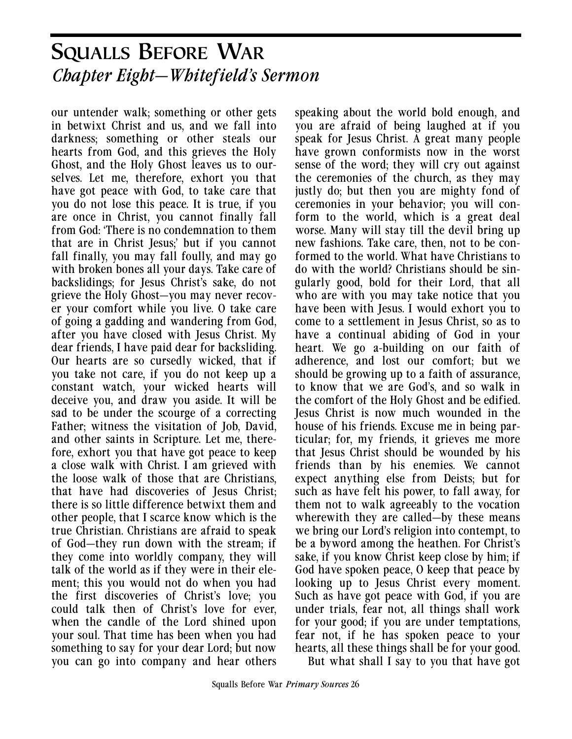our untender walk; something or other gets in betwixt Christ and us, and we fall into darkness; something or other steals our hearts from God, and this grieves the Holy Ghost, and the Holy Ghost leaves us to ourselves. Let me, therefore, exhort you that have got peace with God, to take care that you do not lose this peace. It is true, if you are once in Christ, you cannot finally fall from God: 'There is no condemnation to them that are in Christ Jesus;' but if you cannot fall finally, you may fall foully, and may go with broken bones all your days. Take care of backslidings; for Jesus Christ's sake, do not grieve the Holy Ghost—you may never recover your comfort while you live. O take care of going a gadding and wandering from God, after you have closed with Jesus Christ. My dear friends, I have paid dear for backsliding. Our hearts are so cursedly wicked, that if you take not care, if you do not keep up a constant watch, your wicked hearts will deceive you, and draw you aside. It will be sad to be under the scourge of a correcting Father; witness the visitation of Job, David, and other saints in Scripture. Let me, therefore, exhort you that have got peace to keep a close walk with Christ. I am grieved with the loose walk of those that are Christians, that have had discoveries of Jesus Christ; there is so little difference betwixt them and other people, that I scarce know which is the true Christian. Christians are afraid to speak of God—they run down with the stream; if they come into worldly company, they will talk of the world as if they were in their element; this you would not do when you had the first discoveries of Christ's love; you could talk then of Christ's love for ever, when the candle of the Lord shined upon your soul. That time has been when you had something to say for your dear Lord; but now you can go into company and hear others speaking about the world bold enough, and you are afraid of being laughed at if you speak for Jesus Christ. A great many people have grown conformists now in the worst sense of the word; they will cry out against the ceremonies of the church, as they may justly do; but then you are mighty fond of ceremonies in your behavior; you will conform to the world, which is a great deal worse. Many will stay till the devil bring up new fashions. Take care, then, not to be conformed to the world. What have Christians to do with the world? Christians should be singularly good, bold for their Lord, that all who are with you may take notice that you have been with Jesus. I would exhort you to come to a settlement in Jesus Christ, so as to have a continual abiding of God in your heart. We go a-building on our faith of adherence, and lost our comfort; but we should be growing up to a faith of assurance, to know that we are God's, and so walk in the comfort of the Holy Ghost and be edified. Jesus Christ is now much wounded in the house of his friends. Excuse me in being particular; for, my friends, it grieves me more that Jesus Christ should be wounded by his friends than by his enemies. We cannot expect anything else from Deists; but for such as have felt his power, to fall away, for them not to walk agreeably to the vocation wherewith they are called—by these means we bring our Lord's religion into contempt, to be a byword among the heathen. For Christ's sake, if you know Christ keep close by him; if God have spoken peace, O keep that peace by looking up to Jesus Christ every moment. Such as have got peace with God, if you are under trials, fear not, all things shall work for your good; if you are under temptations, fear not, if he has spoken peace to your hearts, all these things shall be for your good.

But what shall I say to you that have got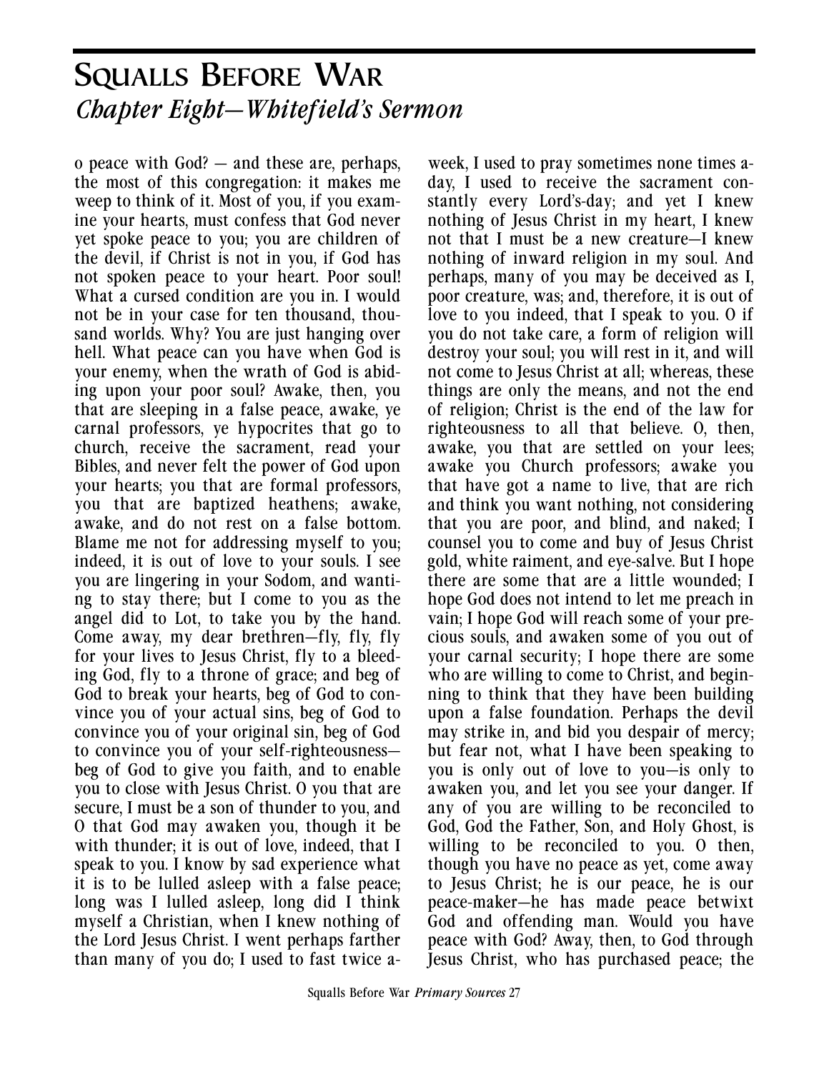# Squalls Before War

## *Chapter Eight—Whitefield's Sermon*

o peace with God? — and these are, perhaps, the most of this congregation: it makes me weep to think of it. Most of you, if you examine your hearts, must confess that God never yet spoke peace to you; you are children of the devil, if Christ is not in you, if God has not spoken peace to your heart. Poor soul! What a cursed condition are you in. I would not be in your case for ten thousand, thousand worlds. Why? You are just hanging over hell. What peace can you have when God is your enemy, when the wrath of God is abiding upon your poor soul? Awake, then, you that are sleeping in a false peace, awake, ye carnal professors, ye hypocrites that go to church, receive the sacrament, read your Bibles, and never felt the power of God upon your hearts; you that are formal professors, you that are baptized heathens; awake, awake, and do not rest on a false bottom. Blame me not for addressing myself to you; indeed, it is out of love to your souls. I see you are lingering in your Sodom, and wanting to stay there; but I come to you as the angel did to Lot, to take you by the hand. Come away, my dear brethren—fly, fly, fly for your lives to Jesus Christ, fly to a bleeding God, fly to a throne of grace; and beg of God to break your hearts, beg of God to convince you of your actual sins, beg of God to convince you of your original sin, beg of God to convince you of your self-righteousness—beg of God to give you faith, and to enable you to close with Jesus Christ. O you that are secure, I must be a son of thunder to you, and O that God may awaken you, though it be with thunder; it is out of love, indeed, that I speak to you. I know by sad experience what it is to be lulled asleep with a false peace; long was I lulled asleep, long did I think myself a Christian, when I knew nothing of the Lord Jesus Christ. I went perhaps farther than many of you do; I used to fast twice a-week, I used to pray sometimes none times a-day, I used to receive the sacrament constantly every Lord's-day; and yet I knew nothing of Jesus Christ in my heart, I knew not that I must be a new creature—I knew nothing of inward religion in my soul. And perhaps, many of you may be deceived as I, poor creature, was; and, therefore, it is out of love to you indeed, that I speak to you. O if you do not take care, a form of religion will destroy your soul; you will rest in it, and will not come to Jesus Christ at all; whereas, these things are only the means, and not the end of religion; Christ is the end of the law for righteousness to all that believe. O, then, awake, you that are settled on your lees; awake you Church professors; awake you that have got a name to live, that are rich and think you want nothing, not considering that you are poor, and blind, and naked; I counsel you to come and buy of Jesus Christ gold, white raiment, and eye-salve. But I hope there are some that are a little wounded; I hope God does not intend to let me preach in vain; I hope God will reach some of your precious souls, and awaken some of you out of your carnal security; I hope there are some who are willing to come to Christ, and beginning to think that they have been building upon a false foundation. Perhaps the devil may strike in, and bid you despair of mercy; but fear not, what I have been speaking to you is only out of love to you—is only to awaken you, and let you see your danger. If any of you are willing to be reconciled to God, God the Father, Son, and Holy Ghost, is willing to be reconciled to you. O then, though you have no peace as yet, come away to Jesus Christ; he is our peace, he is our peace-maker—he has made peace betwixt God and offending man. Would you have peace with God? Away, then, to God through Jesus Christ, who has purchased peace; the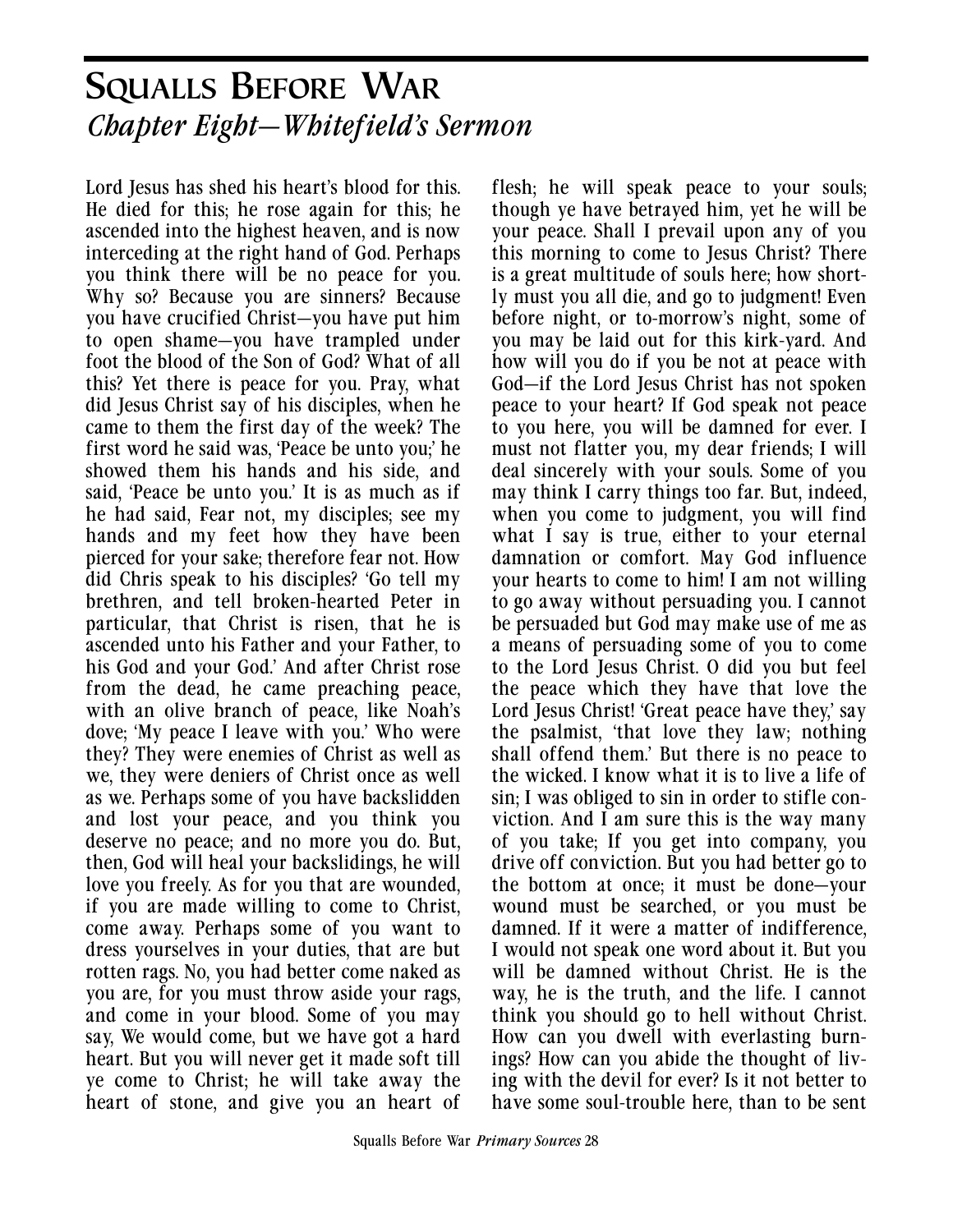# Squalls Before War

## *Chapter Eight—Whitefield's Sermon*

Lord Jesus has shed his heart's blood for this. He died for this; he rose again for this; he ascended into the highest heaven, and is now interceding at the right hand of God. Perhaps you think there will be no peace for you. Why so? Because you are sinners? Because you have crucified Christ—you have put him to open shame—you have trampled under foot the blood of the Son of God? What of all this? Yet there is peace for you. Pray, what did Jesus Christ say of his disciples, when he came to them the first day of the week? The first word he said was, 'Peace be unto you;' he showed them his hands and his side, and said, 'Peace be unto you.' It is as much as if he had said, Fear not, my disciples; see my hands and my feet how they have been pierced for your sake; therefore fear not. How did Chris speak to his disciples? 'Go tell my brethren, and tell broken-hearted Peter in particular, that Christ is risen, that he is ascended unto his Father and your Father, to his God and your God.' And after Christ rose from the dead, he came preaching peace, with an olive branch of peace, like Noah's dove; 'My peace I leave with you.' Who were they? They were enemies of Christ as well as we, they were deniers of Christ once as well as we. Perhaps some of you have backslidden and lost your peace, and you think you deserve no peace; and no more you do. But, then, God will heal your backslidings, he will love you freely. As for you that are wounded, if you are made willing to come to Christ, come away. Perhaps some of you want to dress yourselves in your duties, that are but rotten rags. No, you had better come naked as you are, for you must throw aside your rags, and come in your blood. Some of you may say, We would come, but we have got a hard heart. But you will never get it made soft till ye come to Christ; he will take away the heart of stone, and give you an heart of flesh; he will speak peace to your souls; though ye have betrayed him, yet he will be your peace. Shall I prevail upon any of you this morning to come to Jesus Christ? There is a great multitude of souls here; how shortly must you all die, and go to judgment! Even before night, or to-morrow's night, some of you may be laid out for this kirk-yard. And how will you do if you be not at peace with God—if the Lord Jesus Christ has not spoken peace to your heart? If God speak not peace to you here, you will be damned for ever. I must not flatter you, my dear friends; I will deal sincerely with your souls. Some of you may think I carry things too far. But, indeed, when you come to judgment, you will find what I say is true, either to your eternal damnation or comfort. May God influence your hearts to come to him! I am not willing to go away without persuading you. I cannot be persuaded but God may make use of me as a means of persuading some of you to come to the Lord Jesus Christ. O did you but feel the peace which they have that love the Lord Jesus Christ! 'Great peace have they,' say the psalmist, 'that love they law; nothing shall offend them.' But there is no peace to the wicked. I know what it is to live a life of sin; I was obliged to sin in order to stifle conviction. And I am sure this is the way many of you take; If you get into company, you drive off conviction. But you had better go to the bottom at once; it must be done—your wound must be searched, or you must be damned. If it were a matter of indifference, I would not speak one word about it. But you will be damned without Christ. He is the way, he is the truth, and the life. I cannot think you should go to hell without Christ. How can you dwell with everlasting burnings? How can you abide the thought of living with the devil for ever? Is it not better to have some soul-trouble here, than to be sent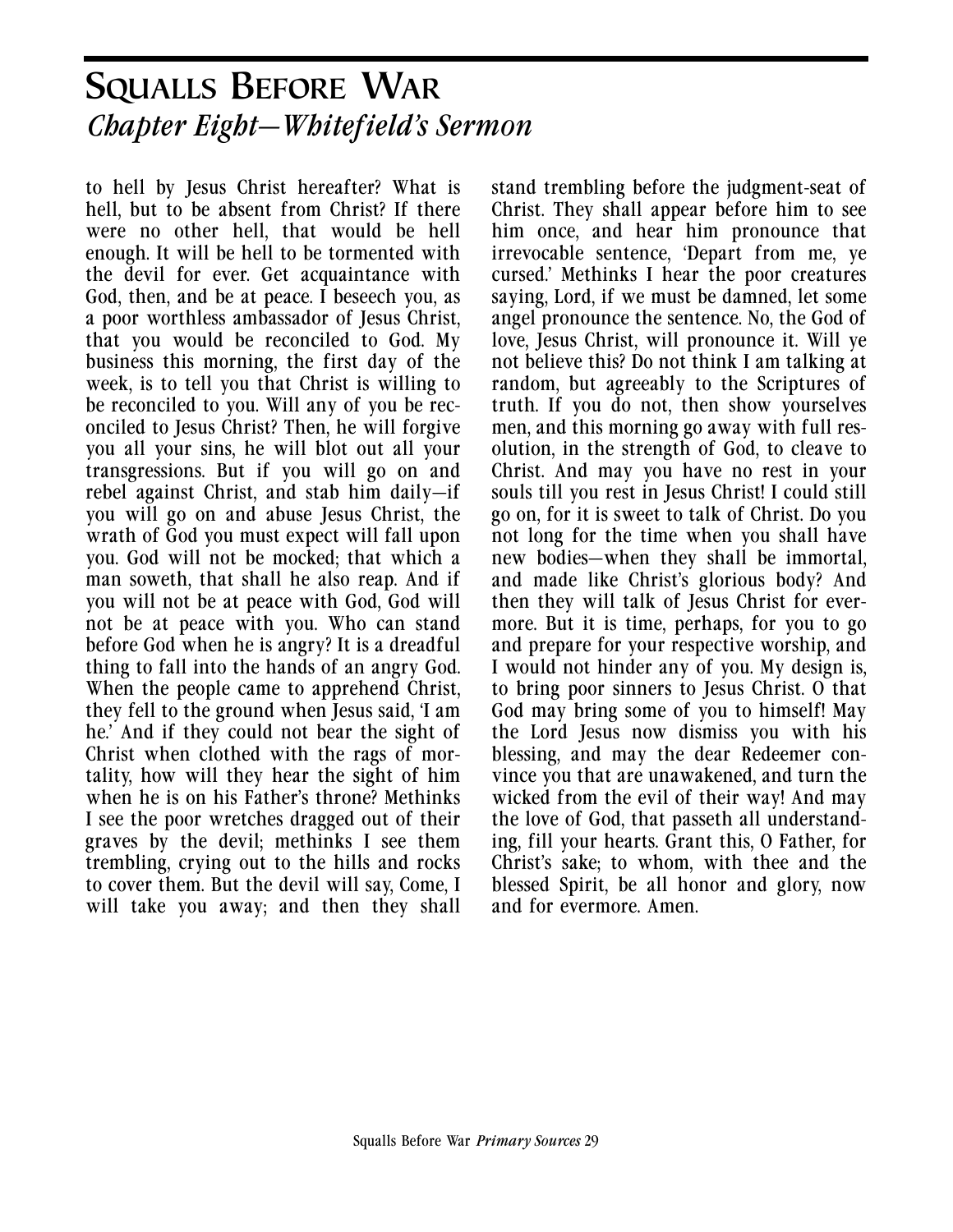# Squalls Before War

## *Chapter Eight—Whitefield's Sermon*

to hell by Jesus Christ hereafter? What is hell, but to be absent from Christ? If there were no other hell, that would be hell enough. It will be hell to be tormented with the devil for ever. Get acquaintance with God, then, and be at peace. I beseech you, as a poor worthless ambassador of Jesus Christ, that you would be reconciled to God. My business this morning, the first day of the week, is to tell you that Christ is willing to be reconciled to you. Will any of you be reconciled to Jesus Christ? Then, he will forgive you all your sins, he will blot out all your transgressions. But if you will go on and rebel against Christ, and stab him daily—if you will go on and abuse Jesus Christ, the wrath of God you must expect will fall upon you. God will not be mocked; that which a man soweth, that shall he also reap. And if you will not be at peace with God, God will not be at peace with you. Who can stand before God when he is angry? It is a dreadful thing to fall into the hands of an angry God. When the people came to apprehend Christ, they fell to the ground when Jesus said, 'I am he.' And if they could not bear the sight of Christ when clothed with the rags of mortality, how will they hear the sight of him when he is on his Father's throne? Methinks I see the poor wretches dragged out of their graves by the devil; methinks I see them trembling, crying out to the hills and rocks to cover them. But the devil will say, Come, I will take you away; and then they shall stand trembling before the judgment-seat of Christ. They shall appear before him to see him once, and hear him pronounce that irrevocable sentence, 'Depart from me, ye cursed.' Methinks I hear the poor creatures saying, Lord, if we must be damned, let some angel pronounce the sentence. No, the God of love, Jesus Christ, will pronounce it. Will ye not believe this? Do not think I am talking at random, but agreeably to the Scriptures of truth. If you do not, then show yourselves men, and this morning go away with full resolution, in the strength of God, to cleave to Christ. And may you have no rest in your souls till you rest in Jesus Christ! I could still go on, for it is sweet to talk of Christ. Do you not long for the time when you shall have new bodies—when they shall be immortal, and made like Christ's glorious body? And then they will talk of Jesus Christ for evermore. But it is time, perhaps, for you to go and prepare for your respective worship, and I would not hinder any of you. My design is, to bring poor sinners to Jesus Christ. O that God may bring some of you to himself! May the Lord Jesus now dismiss you with his blessing, and may the dear Redeemer convince you that are unawakened, and turn the wicked from the evil of their way! And may the love of God, that passeth all understanding, fill your hearts. Grant this, O Father, for Christ's sake; to whom, with thee and the blessed Spirit, be all honor and glory, now and for evermore. Amen.